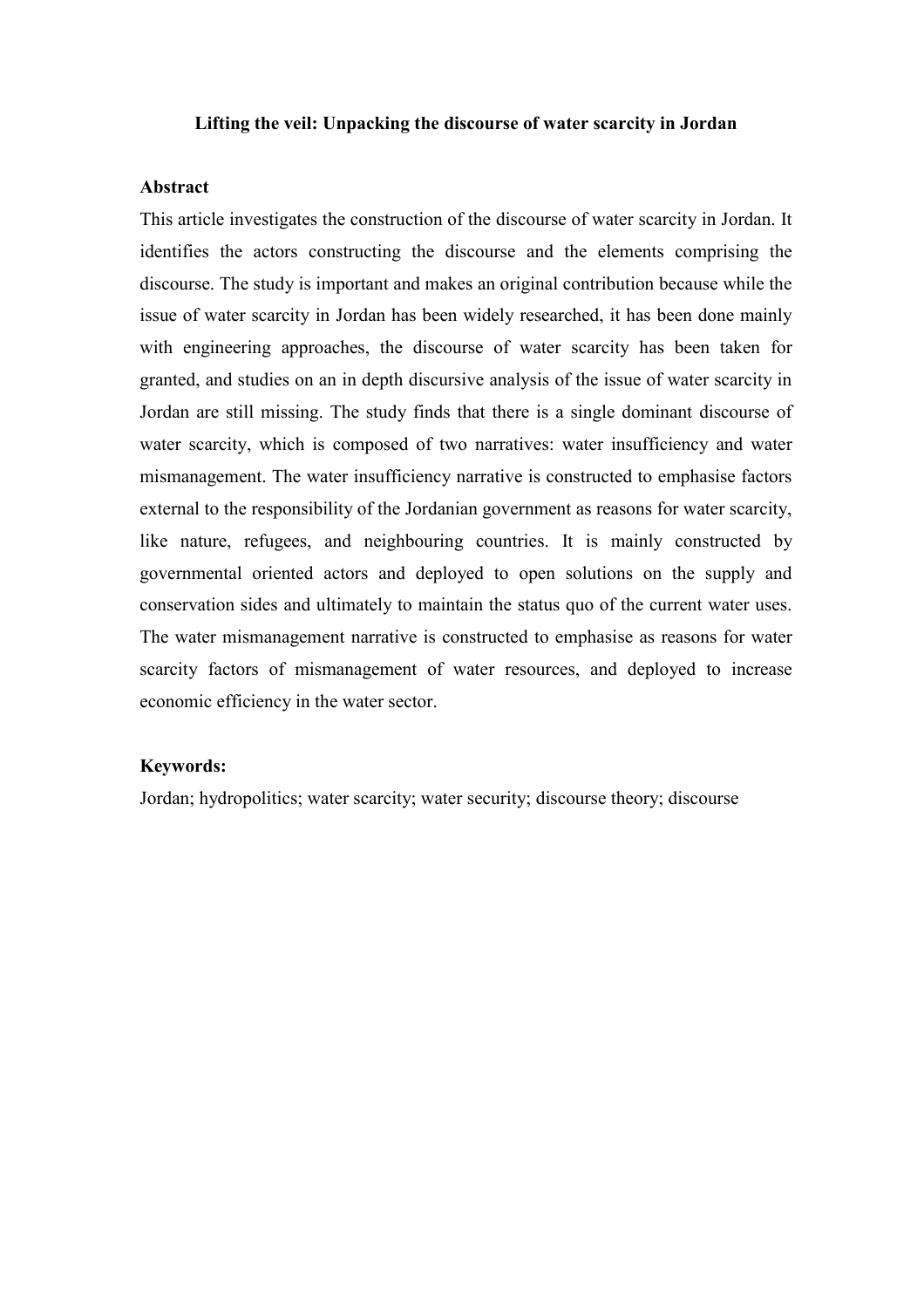# Lifting the veil: Unpacking the discourse of water scarcity in Jordan

## Abstract

This article investigates the construction of the discourse of water scarcity in Jordan. It identifies the actors constructing the discourse and the elements comprising the discourse. The study is important and makes an original contribution because while the issue of water scarcity in Jordan has been widely researched, it has been done mainly with engineering approaches, the discourse of water scarcity has been taken for granted, and studies on an in depth discursive analysis of the issue of water scarcity in Jordan are still missing. The study finds that there is a single dominant discourse of water scarcity, which is composed of two narratives: water insufficiency and water mismanagement. The water insufficiency narrative is constructed to emphasise factors external to the responsibility of the Jordanian government as reasons for water scarcity, like nature, refugees, and neighbouring countries. It is mainly constructed by governmental oriented actors and deployed to open solutions on the supply and conservation sides and ultimately to maintain the status quo of the current water uses. The water mismanagement narrative is constructed to emphasise as reasons for water scarcity factors of mismanagement of water resources, and deployed to increase economic efficiency in the water sector.

## Keywords:

Jordan; hydropolitics; water scarcity; water security; discourse theory; discourse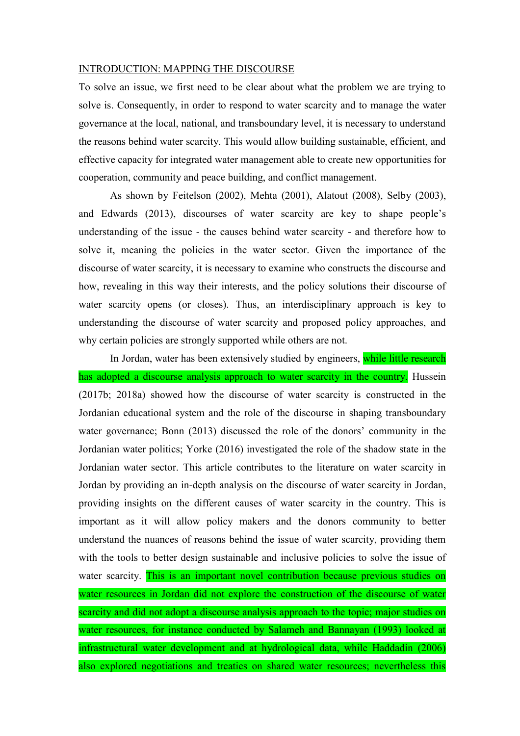INTRODUCTION: MAPPING THE DISCOURSE

To solve an issue, we first need to be clear about what the problem we are trying to solve is. Consequently, in order to respond to water scarcity and to manage the water governance at the local, national, and transboundary level, it is necessary to understand the reasons behind water scarcity. This would allow building sustainable, efficient, and effective capacity for integrated water management able to create new opportunities for cooperation, community and peace building, and conflict management.

As shown by Feitelson (2002), Mehta (2001), Alatout (2008), Selby (2003), and Edwards (2013), discourses of water scarcity are key to shape people's understanding of the issue - the causes behind water scarcity - and therefore how to solve it, meaning the policies in the water sector. Given the importance of the discourse of water scarcity, it is necessary to examine who constructs the discourse and how, revealing in this way their interests, and the policy solutions their discourse of water scarcity opens (or closes). Thus, an interdisciplinary approach is key to understanding the discourse of water scarcity and proposed policy approaches, and why certain policies are strongly supported while others are not.

In Jordan, water has been extensively studied by engineers, while little research has adopted a discourse analysis approach to water scarcity in the country. Hussein (2017b; 2018a) showed how the discourse of water scarcity is constructed in the Jordanian educational system and the role of the discourse in shaping transboundary water governance; Bonn (2013) discussed the role of the donors' community in the Jordanian water politics; Yorke (2016) investigated the role of the shadow state in the Jordanian water sector. This article contributes to the literature on water scarcity in Jordan by providing an in-depth analysis on the discourse of water scarcity in Jordan, providing insights on the different causes of water scarcity in the country. This is important as it will allow policy makers and the donors community to better understand the nuances of reasons behind the issue of water scarcity, providing them with the tools to better design sustainable and inclusive policies to solve the issue of water scarcity. This is an important novel contribution because previous studies on water resources in Jordan did not explore the construction of the discourse of water scarcity and did not adopt a discourse analysis approach to the topic; major studies on water resources, for instance conducted by Salameh and Bannayan (1993) looked at infrastructural water development and at hydrological data, while Haddadin (2006) also explored negotiations and treaties on shared water resources; nevertheless this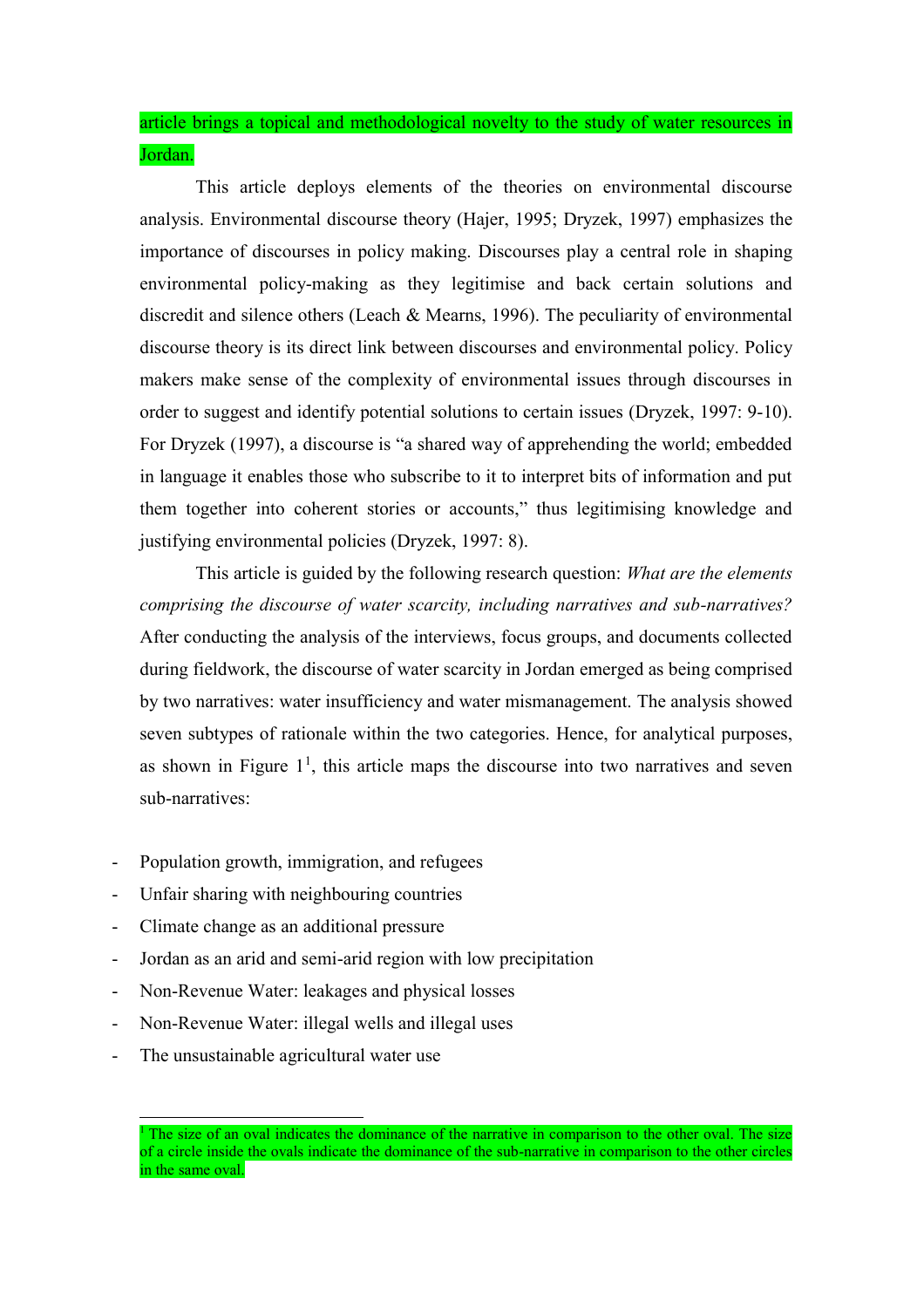article brings a topical and methodological novelty to the study of water resources in Jordan.

This article deploys elements of the theories on environmental discourse analysis. Environmental discourse theory (Hajer, 1995; Dryzek, 1997) emphasizes the importance of discourses in policy making. Discourses play a central role in shaping environmental policy-making as they legitimise and back certain solutions and discredit and silence others (Leach & Mearns, 1996). The peculiarity of environmental discourse theory is its direct link between discourses and environmental policy. Policy makers make sense of the complexity of environmental issues through discourses in order to suggest and identify potential solutions to certain issues (Dryzek, 1997: 9-10). For Dryzek (1997), a discourse is "a shared way of apprehending the world; embedded in language it enables those who subscribe to it to interpret bits of information and put them together into coherent stories or accounts," thus legitimising knowledge and justifying environmental policies (Dryzek, 1997: 8).

This article is guided by the following research question: *What are the elements comprising the discourse of water scarcity, including narratives and sub-narratives?* After conducting the analysis of the interviews, focus groups, and documents collected during fieldwork, the discourse of water scarcity in Jordan emerged as being comprised by two narratives: water insufficiency and water mismanagement. The analysis showed seven subtypes of rationale within the two categories. Hence, for analytical purposes, as shown in Figure 1[1], this article maps the discourse into two narratives and seven sub-narratives:

- Population growth, immigration, and refugees
- Unfair sharing with neighbouring countries
- Climate change as an additional pressure
- Jordan as an arid and semi-arid region with low precipitation
- Non-Revenue Water: leakages and physical losses
- Non-Revenue Water: illegal wells and illegal uses
- The unsustainable agricultural water use

[1] The size of an oval indicates the dominance of the narrative in comparison to the other oval. The size of a circle inside the ovals indicate the dominance of the sub-narrative in comparison to the other circles in the same oval.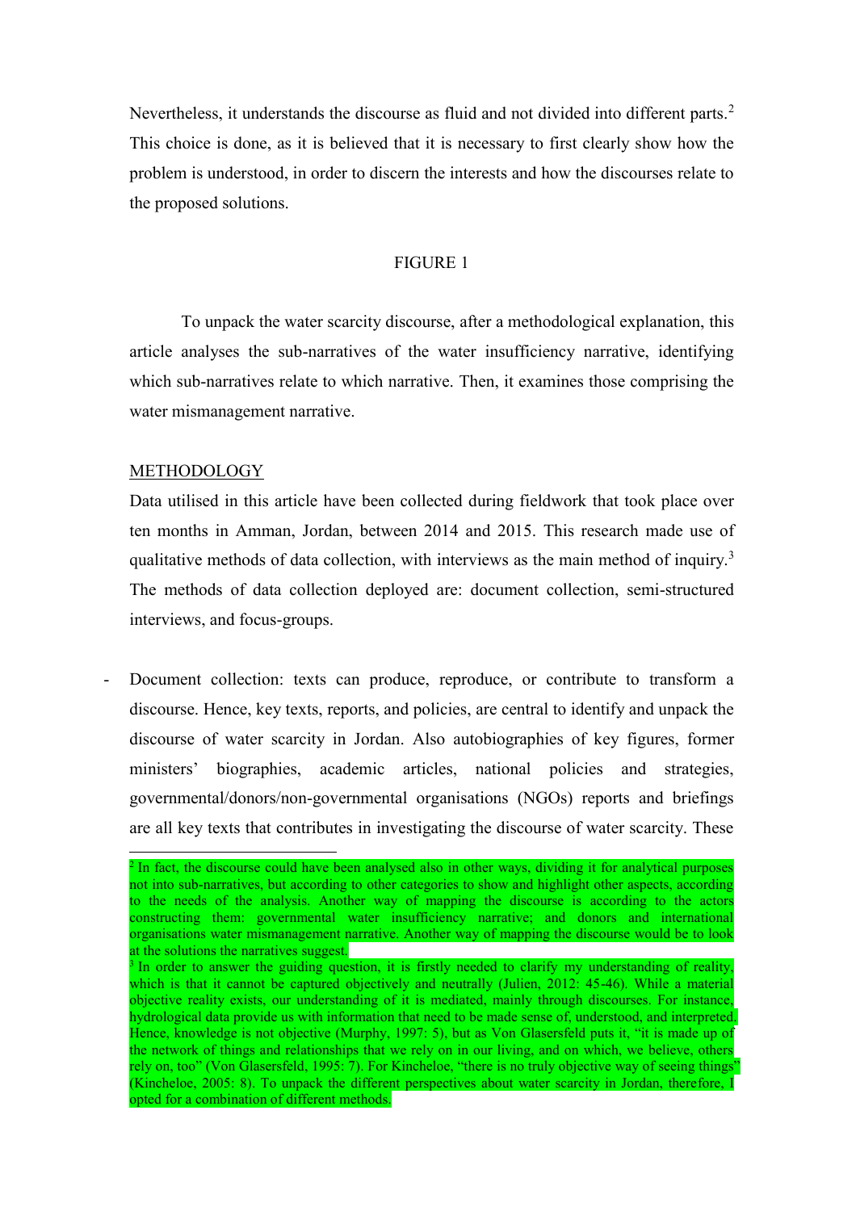Nevertheless, it understands the discourse as fluid and not divided into different parts.[2] This choice is done, as it is believed that it is necessary to first clearly show how the problem is understood, in order to discern the interests and how the discourses relate to the proposed solutions.

FIGURE 1

To unpack the water scarcity discourse, after a methodological explanation, this article analyses the sub-narratives of the water insufficiency narrative, identifying which sub-narratives relate to which narrative. Then, it examines those comprising the water mismanagement narrative.

## METHODOLOGY

Data utilised in this article have been collected during fieldwork that took place over ten months in Amman, Jordan, between 2014 and 2015. This research made use of qualitative methods of data collection, with interviews as the main method of inquiry.[3] The methods of data collection deployed are: document collection, semi-structured interviews, and focus-groups.

- Document collection: texts can produce, reproduce, or contribute to transform a discourse. Hence, key texts, reports, and policies, are central to identify and unpack the discourse of water scarcity in Jordan. Also autobiographies of key figures, former ministers' biographies, academic articles, national policies and strategies, governmental/donors/non-governmental organisations (NGOs) reports and briefings are all key texts that contributes in investigating the discourse of water scarcity. These

[2] In fact, the discourse could have been analysed also in other ways, dividing it for analytical purposes not into sub-narratives, but according to other categories to show and highlight other aspects, according to the needs of the analysis. Another way of mapping the discourse is according to the actors constructing them: governmental water insufficiency narrative; and donors and international organisations water mismanagement narrative. Another way of mapping the discourse would be to look at the solutions the narratives suggest.

[3] In order to answer the guiding question, it is firstly needed to clarify my understanding of reality, which is that it cannot be captured objectively and neutrally (Julien, 2012: 45-46). While a material objective reality exists, our understanding of it is mediated, mainly through discourses. For instance, hydrological data provide us with information that need to be made sense of, understood, and interpreted. Hence, knowledge is not objective (Murphy, 1997: 5), but as Von Glasersfeld puts it, "it is made up of the network of things and relationships that we rely on in our living, and on which, we believe, others rely on, too" (Von Glasersfeld, 1995: 7). For Kincheloe, "there is no truly objective way of seeing things" (Kincheloe, 2005: 8). To unpack the different perspectives about water scarcity in Jordan, therefore, I opted for a combination of different methods.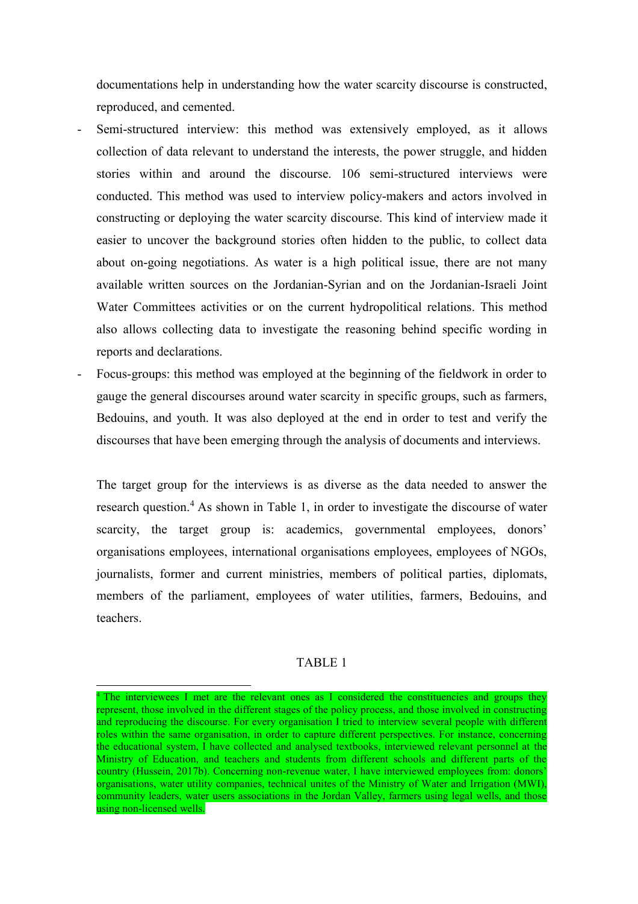documentations help in understanding how the water scarcity discourse is constructed, reproduced, and cemented.

- Semi-structured interview: this method was extensively employed, as it allows collection of data relevant to understand the interests, the power struggle, and hidden stories within and around the discourse. 106 semi-structured interviews were conducted. This method was used to interview policy-makers and actors involved in constructing or deploying the water scarcity discourse. This kind of interview made it easier to uncover the background stories often hidden to the public, to collect data about on-going negotiations. As water is a high political issue, there are not many available written sources on the Jordanian-Syrian and on the Jordanian-Israeli Joint Water Committees activities or on the current hydropolitical relations. This method also allows collecting data to investigate the reasoning behind specific wording in reports and declarations.
- Focus-groups: this method was employed at the beginning of the fieldwork in order to gauge the general discourses around water scarcity in specific groups, such as farmers, Bedouins, and youth. It was also deployed at the end in order to test and verify the discourses that have been emerging through the analysis of documents and interviews.

The target group for the interviews is as diverse as the data needed to answer the research question.[4] As shown in Table 1, in order to investigate the discourse of water scarcity, the target group is: academics, governmental employees, donors' organisations employees, international organisations employees, employees of NGOs, journalists, former and current ministries, members of political parties, diplomats, members of the parliament, employees of water utilities, farmers, Bedouins, and teachers.

TABLE 1

[4] The interviewees I met are the relevant ones as I considered the constituencies and groups they represent, those involved in the different stages of the policy process, and those involved in constructing and reproducing the discourse. For every organisation I tried to interview several people with different roles within the same organisation, in order to capture different perspectives. For instance, concerning the educational system, I have collected and analysed textbooks, interviewed relevant personnel at the Ministry of Education, and teachers and students from different schools and different parts of the country (Hussein, 2017b). Concerning non-revenue water, I have interviewed employees from: donors' organisations, water utility companies, technical unites of the Ministry of Water and Irrigation (MWI), community leaders, water users associations in the Jordan Valley, farmers using legal wells, and those using non-licensed wells.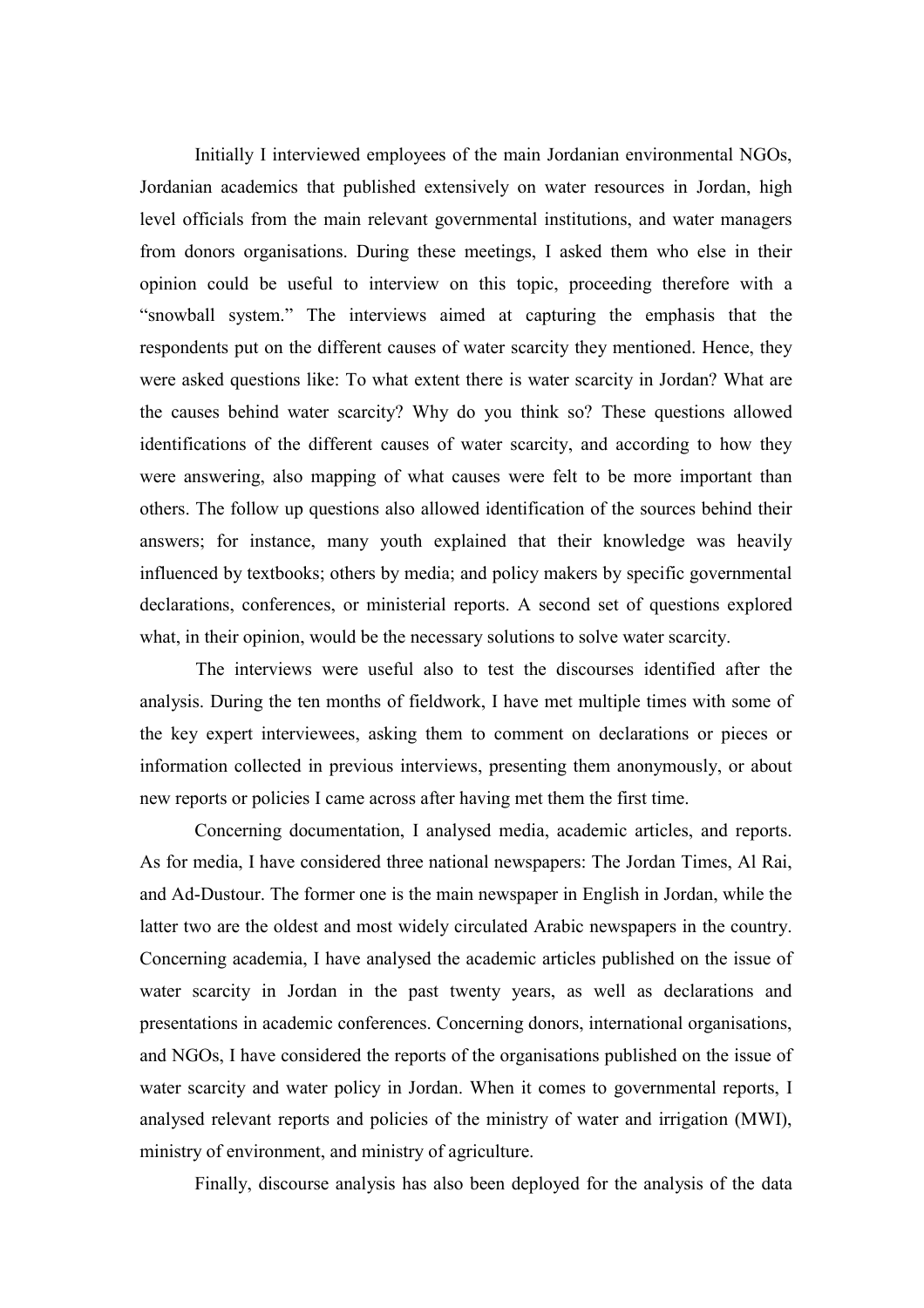Initially I interviewed employees of the main Jordanian environmental NGOs, Jordanian academics that published extensively on water resources in Jordan, high level officials from the main relevant governmental institutions, and water managers from donors organisations. During these meetings, I asked them who else in their opinion could be useful to interview on this topic, proceeding therefore with a "snowball system." The interviews aimed at capturing the emphasis that the respondents put on the different causes of water scarcity they mentioned. Hence, they were asked questions like: To what extent there is water scarcity in Jordan? What are the causes behind water scarcity? Why do you think so? These questions allowed identifications of the different causes of water scarcity, and according to how they were answering, also mapping of what causes were felt to be more important than others. The follow up questions also allowed identification of the sources behind their answers; for instance, many youth explained that their knowledge was heavily influenced by textbooks; others by media; and policy makers by specific governmental declarations, conferences, or ministerial reports. A second set of questions explored what, in their opinion, would be the necessary solutions to solve water scarcity.

The interviews were useful also to test the discourses identified after the analysis. During the ten months of fieldwork, I have met multiple times with some of the key expert interviewees, asking them to comment on declarations or pieces or information collected in previous interviews, presenting them anonymously, or about new reports or policies I came across after having met them the first time.

Concerning documentation, I analysed media, academic articles, and reports. As for media, I have considered three national newspapers: The Jordan Times, Al Rai, and Ad-Dustour. The former one is the main newspaper in English in Jordan, while the latter two are the oldest and most widely circulated Arabic newspapers in the country. Concerning academia, I have analysed the academic articles published on the issue of water scarcity in Jordan in the past twenty years, as well as declarations and presentations in academic conferences. Concerning donors, international organisations, and NGOs, I have considered the reports of the organisations published on the issue of water scarcity and water policy in Jordan. When it comes to governmental reports, I analysed relevant reports and policies of the ministry of water and irrigation (MWI), ministry of environment, and ministry of agriculture.

Finally, discourse analysis has also been deployed for the analysis of the data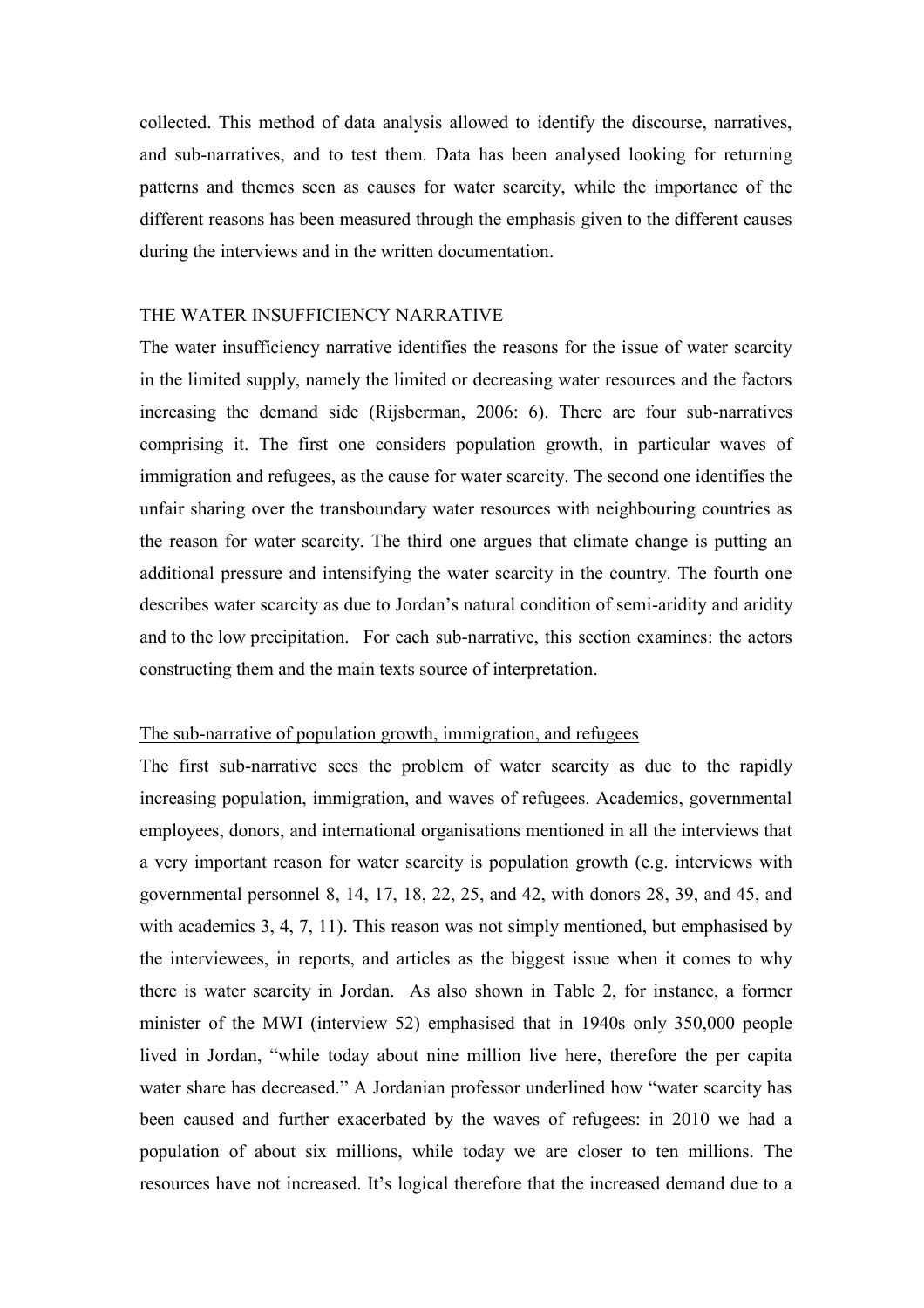collected. This method of data analysis allowed to identify the discourse, narratives, and sub-narratives, and to test them. Data has been analysed looking for returning patterns and themes seen as causes for water scarcity, while the importance of the different reasons has been measured through the emphasis given to the different causes during the interviews and in the written documentation.

## THE WATER INSUFFICIENCY NARRATIVE

The water insufficiency narrative identifies the reasons for the issue of water scarcity in the limited supply, namely the limited or decreasing water resources and the factors increasing the demand side (Rijsberman, 2006: 6). There are four sub-narratives comprising it. The first one considers population growth, in particular waves of immigration and refugees, as the cause for water scarcity. The second one identifies the unfair sharing over the transboundary water resources with neighbouring countries as the reason for water scarcity. The third one argues that climate change is putting an additional pressure and intensifying the water scarcity in the country. The fourth one describes water scarcity as due to Jordan's natural condition of semi-aridity and aridity and to the low precipitation. For each sub-narrative, this section examines: the actors constructing them and the main texts source of interpretation.

### The sub-narrative of population growth, immigration, and refugees

The first sub-narrative sees the problem of water scarcity as due to the rapidly increasing population, immigration, and waves of refugees. Academics, governmental employees, donors, and international organisations mentioned in all the interviews that a very important reason for water scarcity is population growth (e.g. interviews with governmental personnel 8, 14, 17, 18, 22, 25, and 42, with donors 28, 39, and 45, and with academics 3, 4, 7, 11). This reason was not simply mentioned, but emphasised by the interviewees, in reports, and articles as the biggest issue when it comes to why there is water scarcity in Jordan. As also shown in Table 2, for instance, a former minister of the MWI (interview 52) emphasised that in 1940s only 350,000 people lived in Jordan, "while today about nine million live here, therefore the per capita water share has decreased." A Jordanian professor underlined how "water scarcity has been caused and further exacerbated by the waves of refugees: in 2010 we had a population of about six millions, while today we are closer to ten millions. The resources have not increased. It's logical therefore that the increased demand due to a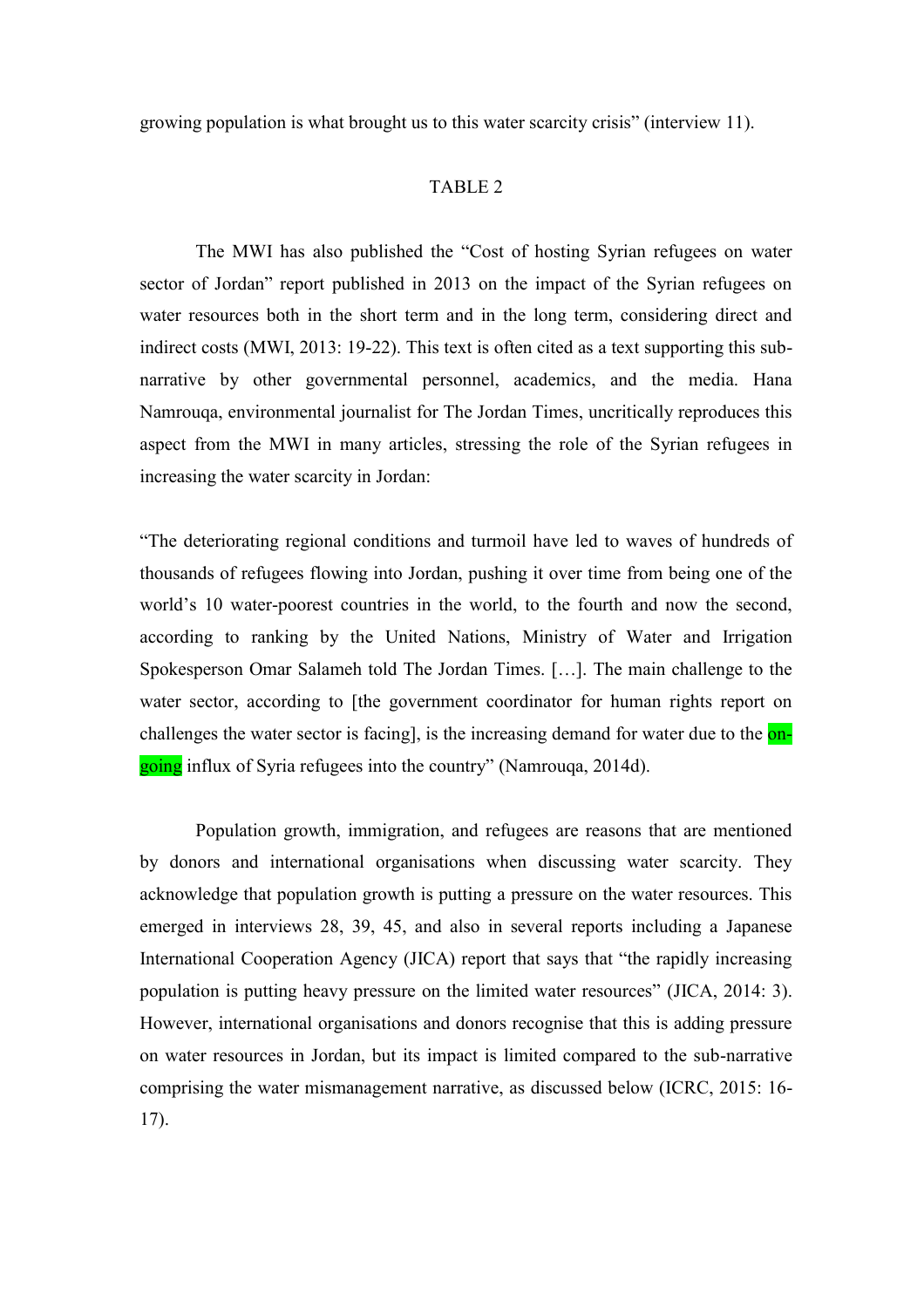growing population is what brought us to this water scarcity crisis" (interview 11).

TABLE 2

The MWI has also published the "Cost of hosting Syrian refugees on water sector of Jordan" report published in 2013 on the impact of the Syrian refugees on water resources both in the short term and in the long term, considering direct and indirect costs (MWI, 2013: 19-22). This text is often cited as a text supporting this sub-narrative by other governmental personnel, academics, and the media. Hana Namrouqa, environmental journalist for The Jordan Times, uncritically reproduces this aspect from the MWI in many articles, stressing the role of the Syrian refugees in increasing the water scarcity in Jordan:

"The deteriorating regional conditions and turmoil have led to waves of hundreds of thousands of refugees flowing into Jordan, pushing it over time from being one of the world's 10 water-poorest countries in the world, to the fourth and now the second, according to ranking by the United Nations, Ministry of Water and Irrigation Spokesperson Omar Salameh told The Jordan Times. […]. The main challenge to the water sector, according to [the government coordinator for human rights report on challenges the water sector is facing], is the increasing demand for water due to the on-going influx of Syria refugees into the country" (Namrouqa, 2014d).

Population growth, immigration, and refugees are reasons that are mentioned by donors and international organisations when discussing water scarcity. They acknowledge that population growth is putting a pressure on the water resources. This emerged in interviews 28, 39, 45, and also in several reports including a Japanese International Cooperation Agency (JICA) report that says that "the rapidly increasing population is putting heavy pressure on the limited water resources" (JICA, 2014: 3). However, international organisations and donors recognise that this is adding pressure on water resources in Jordan, but its impact is limited compared to the sub-narrative comprising the water mismanagement narrative, as discussed below (ICRC, 2015: 16-17).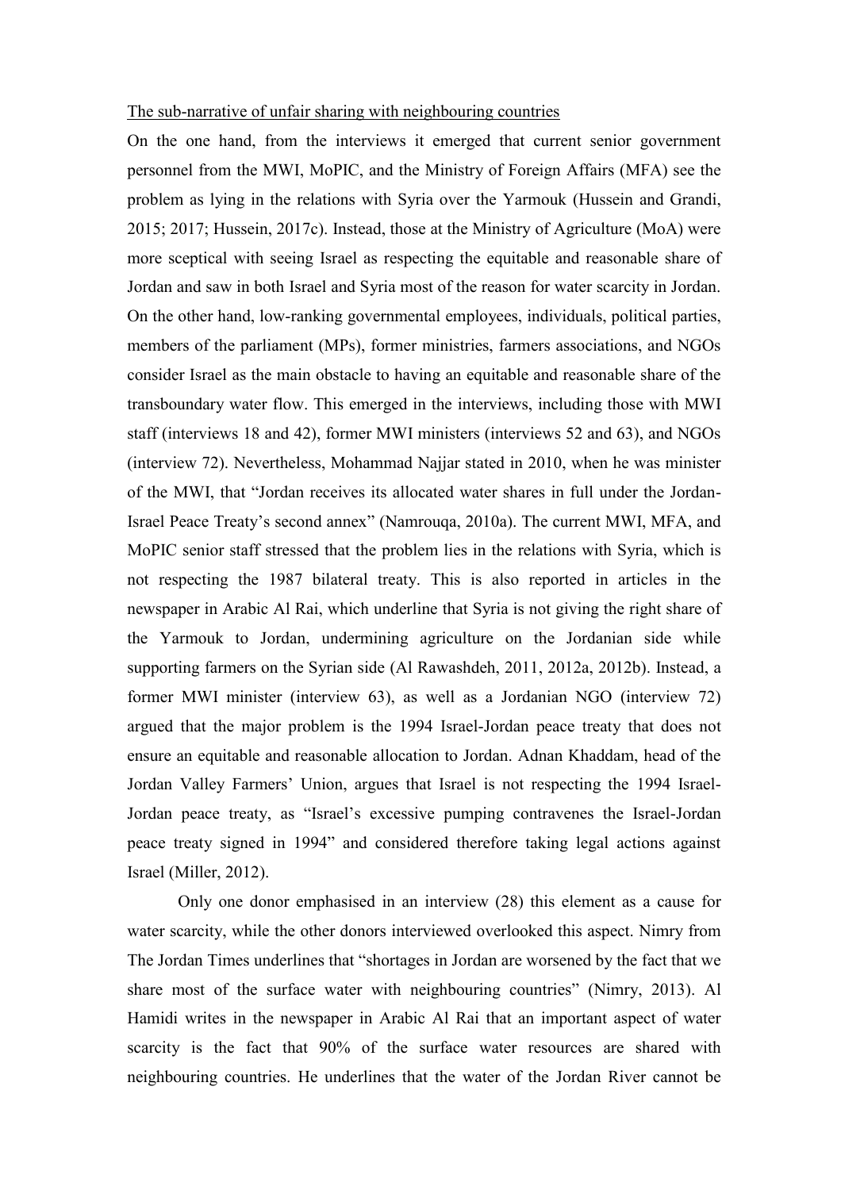The sub-narrative of unfair sharing with neighbouring countries

On the one hand, from the interviews it emerged that current senior government personnel from the MWI, MoPIC, and the Ministry of Foreign Affairs (MFA) see the problem as lying in the relations with Syria over the Yarmouk (Hussein and Grandi, 2015; 2017; Hussein, 2017c). Instead, those at the Ministry of Agriculture (MoA) were more sceptical with seeing Israel as respecting the equitable and reasonable share of Jordan and saw in both Israel and Syria most of the reason for water scarcity in Jordan. On the other hand, low-ranking governmental employees, individuals, political parties, members of the parliament (MPs), former ministries, farmers associations, and NGOs consider Israel as the main obstacle to having an equitable and reasonable share of the transboundary water flow. This emerged in the interviews, including those with MWI staff (interviews 18 and 42), former MWI ministers (interviews 52 and 63), and NGOs (interview 72). Nevertheless, Mohammad Najjar stated in 2010, when he was minister of the MWI, that "Jordan receives its allocated water shares in full under the Jordan-Israel Peace Treaty's second annex" (Namrouqa, 2010a). The current MWI, MFA, and MoPIC senior staff stressed that the problem lies in the relations with Syria, which is not respecting the 1987 bilateral treaty. This is also reported in articles in the newspaper in Arabic Al Rai, which underline that Syria is not giving the right share of the Yarmouk to Jordan, undermining agriculture on the Jordanian side while supporting farmers on the Syrian side (Al Rawashdeh, 2011, 2012a, 2012b). Instead, a former MWI minister (interview 63), as well as a Jordanian NGO (interview 72) argued that the major problem is the 1994 Israel-Jordan peace treaty that does not ensure an equitable and reasonable allocation to Jordan. Adnan Khaddam, head of the Jordan Valley Farmers' Union, argues that Israel is not respecting the 1994 Israel-Jordan peace treaty, as "Israel's excessive pumping contravenes the Israel-Jordan peace treaty signed in 1994" and considered therefore taking legal actions against Israel (Miller, 2012).

Only one donor emphasised in an interview (28) this element as a cause for water scarcity, while the other donors interviewed overlooked this aspect. Nimry from The Jordan Times underlines that "shortages in Jordan are worsened by the fact that we share most of the surface water with neighbouring countries" (Nimry, 2013). Al Hamidi writes in the newspaper in Arabic Al Rai that an important aspect of water scarcity is the fact that 90% of the surface water resources are shared with neighbouring countries. He underlines that the water of the Jordan River cannot be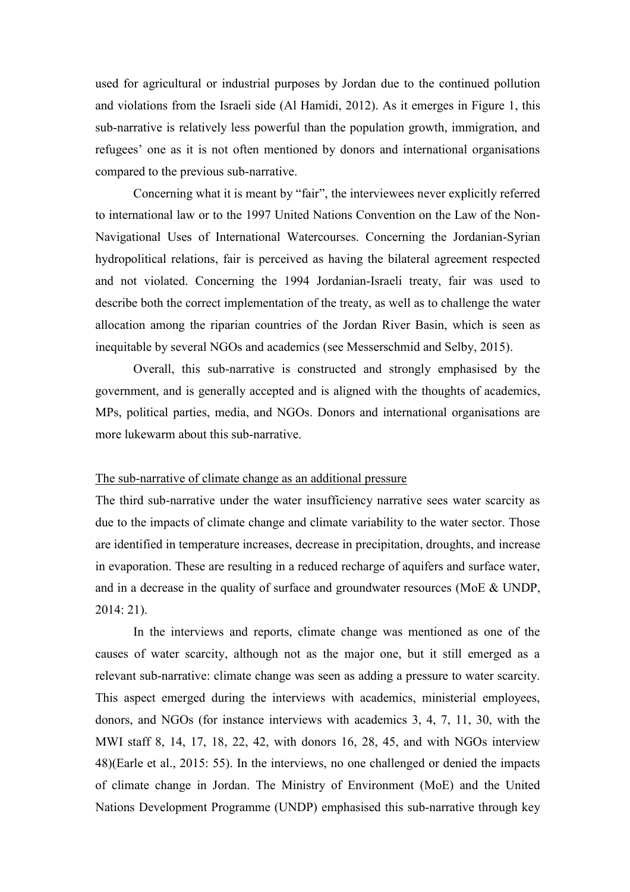used for agricultural or industrial purposes by Jordan due to the continued pollution and violations from the Israeli side (Al Hamidi, 2012). As it emerges in Figure 1, this sub-narrative is relatively less powerful than the population growth, immigration, and refugees' one as it is not often mentioned by donors and international organisations compared to the previous sub-narrative.

Concerning what it is meant by "fair", the interviewees never explicitly referred to international law or to the 1997 United Nations Convention on the Law of the Non-Navigational Uses of International Watercourses. Concerning the Jordanian-Syrian hydropolitical relations, fair is perceived as having the bilateral agreement respected and not violated. Concerning the 1994 Jordanian-Israeli treaty, fair was used to describe both the correct implementation of the treaty, as well as to challenge the water allocation among the riparian countries of the Jordan River Basin, which is seen as inequitable by several NGOs and academics (see Messerschmid and Selby, 2015).

Overall, this sub-narrative is constructed and strongly emphasised by the government, and is generally accepted and is aligned with the thoughts of academics, MPs, political parties, media, and NGOs. Donors and international organisations are more lukewarm about this sub-narrative.

<u>The sub-narrative of climate change as an additional pressure</u>

The third sub-narrative under the water insufficiency narrative sees water scarcity as due to the impacts of climate change and climate variability to the water sector. Those are identified in temperature increases, decrease in precipitation, droughts, and increase in evaporation. These are resulting in a reduced recharge of aquifers and surface water, and in a decrease in the quality of surface and groundwater resources (MoE & UNDP, 2014: 21).

In the interviews and reports, climate change was mentioned as one of the causes of water scarcity, although not as the major one, but it still emerged as a relevant sub-narrative: climate change was seen as adding a pressure to water scarcity. This aspect emerged during the interviews with academics, ministerial employees, donors, and NGOs (for instance interviews with academics 3, 4, 7, 11, 30, with the MWI staff 8, 14, 17, 18, 22, 42, with donors 16, 28, 45, and with NGOs interview 48)(Earle et al., 2015: 55). In the interviews, no one challenged or denied the impacts of climate change in Jordan. The Ministry of Environment (MoE) and the United Nations Development Programme (UNDP) emphasised this sub-narrative through key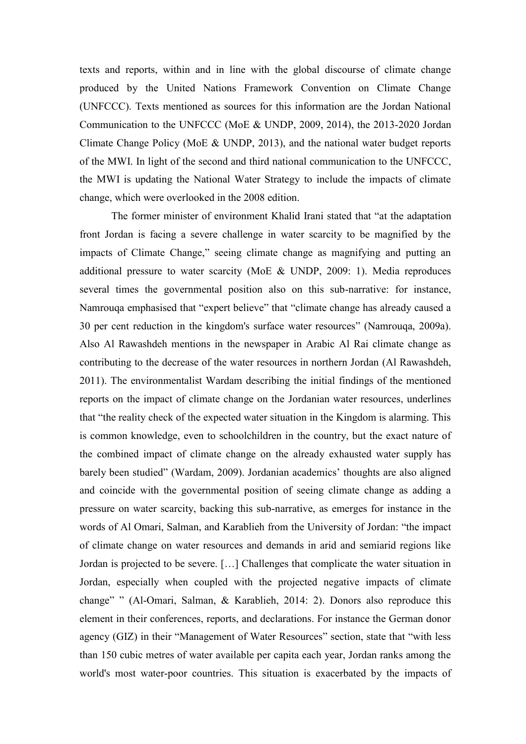texts and reports, within and in line with the global discourse of climate change produced by the United Nations Framework Convention on Climate Change (UNFCCC). Texts mentioned as sources for this information are the Jordan National Communication to the UNFCCC (MoE & UNDP, 2009, 2014), the 2013-2020 Jordan Climate Change Policy (MoE & UNDP, 2013), and the national water budget reports of the MWI. In light of the second and third national communication to the UNFCCC, the MWI is updating the National Water Strategy to include the impacts of climate change, which were overlooked in the 2008 edition.

The former minister of environment Khalid Irani stated that "at the adaptation front Jordan is facing a severe challenge in water scarcity to be magnified by the impacts of Climate Change," seeing climate change as magnifying and putting an additional pressure to water scarcity (MoE & UNDP, 2009: 1). Media reproduces several times the governmental position also on this sub-narrative: for instance, Namrouqa emphasised that "expert believe" that "climate change has already caused a 30 per cent reduction in the kingdom's surface water resources" (Namrouqa, 2009a). Also Al Rawashdeh mentions in the newspaper in Arabic Al Rai climate change as contributing to the decrease of the water resources in northern Jordan (Al Rawashdeh, 2011). The environmentalist Wardam describing the initial findings of the mentioned reports on the impact of climate change on the Jordanian water resources, underlines that "the reality check of the expected water situation in the Kingdom is alarming. This is common knowledge, even to schoolchildren in the country, but the exact nature of the combined impact of climate change on the already exhausted water supply has barely been studied" (Wardam, 2009). Jordanian academics' thoughts are also aligned and coincide with the governmental position of seeing climate change as adding a pressure on water scarcity, backing this sub-narrative, as emerges for instance in the words of Al Omari, Salman, and Karablieh from the University of Jordan: "the impact of climate change on water resources and demands in arid and semiarid regions like Jordan is projected to be severe. […] Challenges that complicate the water situation in Jordan, especially when coupled with the projected negative impacts of climate change" " (Al-Omari, Salman, & Karablieh, 2014: 2). Donors also reproduce this element in their conferences, reports, and declarations. For instance the German donor agency (GIZ) in their "Management of Water Resources" section, state that "with less than 150 cubic metres of water available per capita each year, Jordan ranks among the world's most water-poor countries. This situation is exacerbated by the impacts of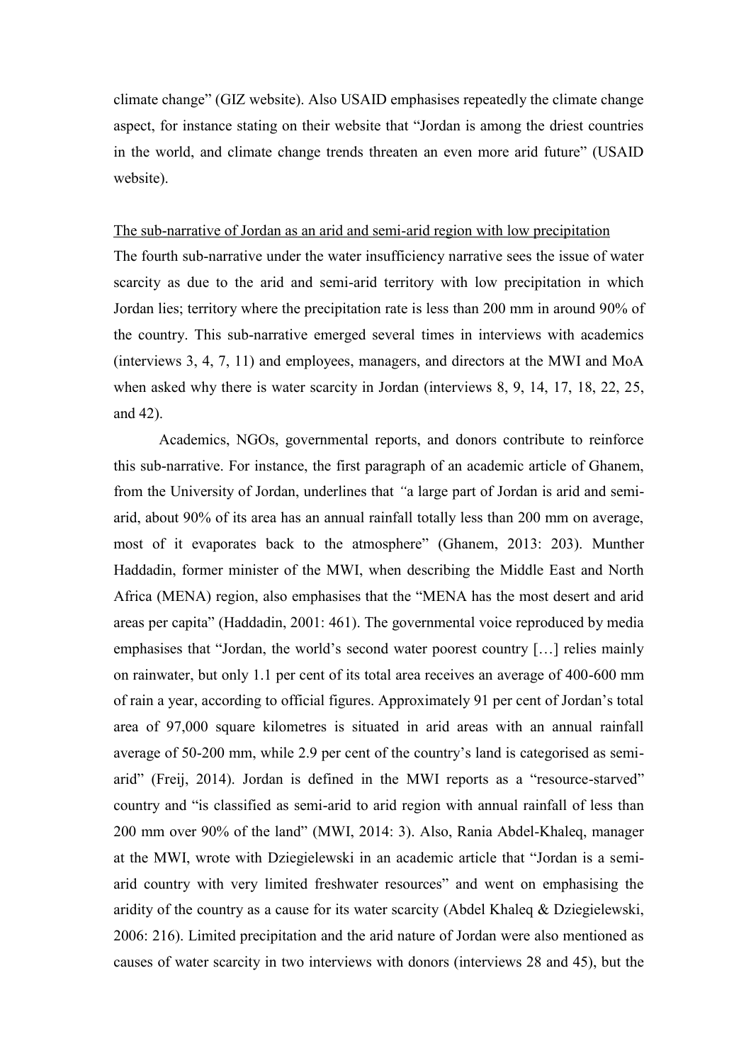climate change" (GIZ website). Also USAID emphasises repeatedly the climate change aspect, for instance stating on their website that "Jordan is among the driest countries in the world, and climate change trends threaten an even more arid future" (USAID website).

The sub-narrative of Jordan as an arid and semi-arid region with low precipitation

The fourth sub-narrative under the water insufficiency narrative sees the issue of water scarcity as due to the arid and semi-arid territory with low precipitation in which Jordan lies; territory where the precipitation rate is less than 200 mm in around 90% of the country. This sub-narrative emerged several times in interviews with academics (interviews 3, 4, 7, 11) and employees, managers, and directors at the MWI and MoA when asked why there is water scarcity in Jordan (interviews 8, 9, 14, 17, 18, 22, 25, and 42).

Academics, NGOs, governmental reports, and donors contribute to reinforce this sub-narrative. For instance, the first paragraph of an academic article of Ghanem, from the University of Jordan, underlines that "a large part of Jordan is arid and semi-arid, about 90% of its area has an annual rainfall totally less than 200 mm on average, most of it evaporates back to the atmosphere" (Ghanem, 2013: 203). Munther Haddadin, former minister of the MWI, when describing the Middle East and North Africa (MENA) region, also emphasises that the "MENA has the most desert and arid areas per capita" (Haddadin, 2001: 461). The governmental voice reproduced by media emphasises that "Jordan, the world's second water poorest country […] relies mainly on rainwater, but only 1.1 per cent of its total area receives an average of 400-600 mm of rain a year, according to official figures. Approximately 91 per cent of Jordan's total area of 97,000 square kilometres is situated in arid areas with an annual rainfall average of 50-200 mm, while 2.9 per cent of the country's land is categorised as semi-arid" (Freij, 2014). Jordan is defined in the MWI reports as a "resource-starved" country and "is classified as semi-arid to arid region with annual rainfall of less than 200 mm over 90% of the land" (MWI, 2014: 3). Also, Rania Abdel-Khaleq, manager at the MWI, wrote with Dziegielewski in an academic article that "Jordan is a semi-arid country with very limited freshwater resources" and went on emphasising the aridity of the country as a cause for its water scarcity (Abdel Khaleq & Dziegielewski, 2006: 216). Limited precipitation and the arid nature of Jordan were also mentioned as causes of water scarcity in two interviews with donors (interviews 28 and 45), but the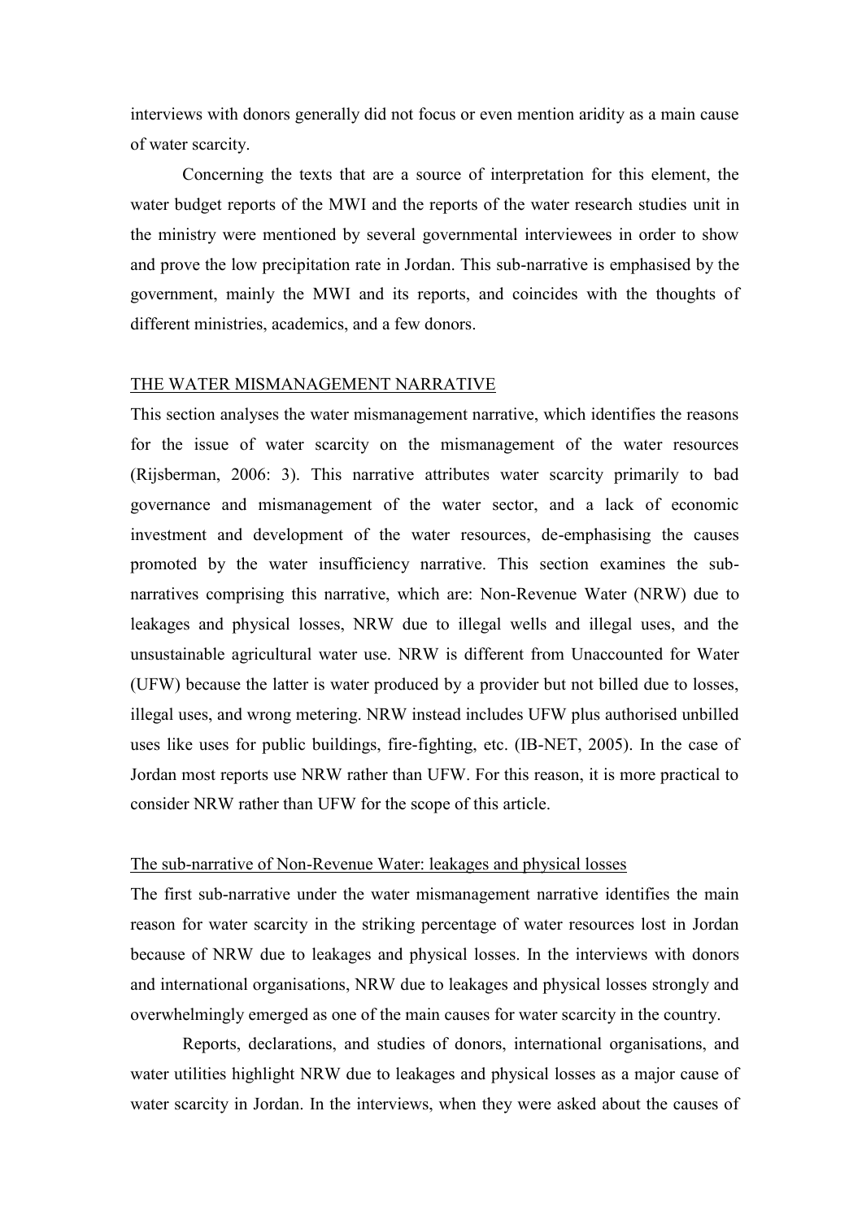interviews with donors generally did not focus or even mention aridity as a main cause of water scarcity.

Concerning the texts that are a source of interpretation for this element, the water budget reports of the MWI and the reports of the water research studies unit in the ministry were mentioned by several governmental interviewees in order to show and prove the low precipitation rate in Jordan. This sub-narrative is emphasised by the government, mainly the MWI and its reports, and coincides with the thoughts of different ministries, academics, and a few donors.

## THE WATER MISMANAGEMENT NARRATIVE

This section analyses the water mismanagement narrative, which identifies the reasons for the issue of water scarcity on the mismanagement of the water resources (Rijsberman, 2006: 3). This narrative attributes water scarcity primarily to bad governance and mismanagement of the water sector, and a lack of economic investment and development of the water resources, de-emphasising the causes promoted by the water insufficiency narrative. This section examines the sub-narratives comprising this narrative, which are: Non-Revenue Water (NRW) due to leakages and physical losses, NRW due to illegal wells and illegal uses, and the unsustainable agricultural water use. NRW is different from Unaccounted for Water (UFW) because the latter is water produced by a provider but not billed due to losses, illegal uses, and wrong metering. NRW instead includes UFW plus authorised unbilled uses like uses for public buildings, fire-fighting, etc. (IB-NET, 2005). In the case of Jordan most reports use NRW rather than UFW. For this reason, it is more practical to consider NRW rather than UFW for the scope of this article.

### The sub-narrative of Non-Revenue Water: leakages and physical losses

The first sub-narrative under the water mismanagement narrative identifies the main reason for water scarcity in the striking percentage of water resources lost in Jordan because of NRW due to leakages and physical losses. In the interviews with donors and international organisations, NRW due to leakages and physical losses strongly and overwhelmingly emerged as one of the main causes for water scarcity in the country.

Reports, declarations, and studies of donors, international organisations, and water utilities highlight NRW due to leakages and physical losses as a major cause of water scarcity in Jordan. In the interviews, when they were asked about the causes of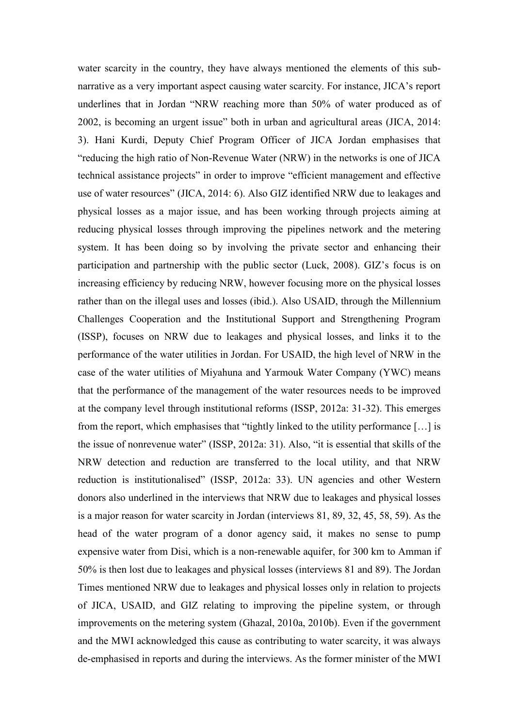water scarcity in the country, they have always mentioned the elements of this sub-narrative as a very important aspect causing water scarcity. For instance, JICA's report underlines that in Jordan "NRW reaching more than 50% of water produced as of 2002, is becoming an urgent issue" both in urban and agricultural areas (JICA, 2014: 3). Hani Kurdi, Deputy Chief Program Officer of JICA Jordan emphasises that "reducing the high ratio of Non-Revenue Water (NRW) in the networks is one of JICA technical assistance projects" in order to improve "efficient management and effective use of water resources" (JICA, 2014: 6). Also GIZ identified NRW due to leakages and physical losses as a major issue, and has been working through projects aiming at reducing physical losses through improving the pipelines network and the metering system. It has been doing so by involving the private sector and enhancing their participation and partnership with the public sector (Luck, 2008). GIZ's focus is on increasing efficiency by reducing NRW, however focusing more on the physical losses rather than on the illegal uses and losses (ibid.). Also USAID, through the Millennium Challenges Cooperation and the Institutional Support and Strengthening Program (ISSP), focuses on NRW due to leakages and physical losses, and links it to the performance of the water utilities in Jordan. For USAID, the high level of NRW in the case of the water utilities of Miyahuna and Yarmouk Water Company (YWC) means that the performance of the management of the water resources needs to be improved at the company level through institutional reforms (ISSP, 2012a: 31-32). This emerges from the report, which emphasises that "tightly linked to the utility performance […] is the issue of nonrevenue water" (ISSP, 2012a: 31). Also, "it is essential that skills of the NRW detection and reduction are transferred to the local utility, and that NRW reduction is institutionalised" (ISSP, 2012a: 33). UN agencies and other Western donors also underlined in the interviews that NRW due to leakages and physical losses is a major reason for water scarcity in Jordan (interviews 81, 89, 32, 45, 58, 59). As the head of the water program of a donor agency said, it makes no sense to pump expensive water from Disi, which is a non-renewable aquifer, for 300 km to Amman if 50% is then lost due to leakages and physical losses (interviews 81 and 89). The Jordan Times mentioned NRW due to leakages and physical losses only in relation to projects of JICA, USAID, and GIZ relating to improving the pipeline system, or through improvements on the metering system (Ghazal, 2010a, 2010b). Even if the government and the MWI acknowledged this cause as contributing to water scarcity, it was always de-emphasised in reports and during the interviews. As the former minister of the MWI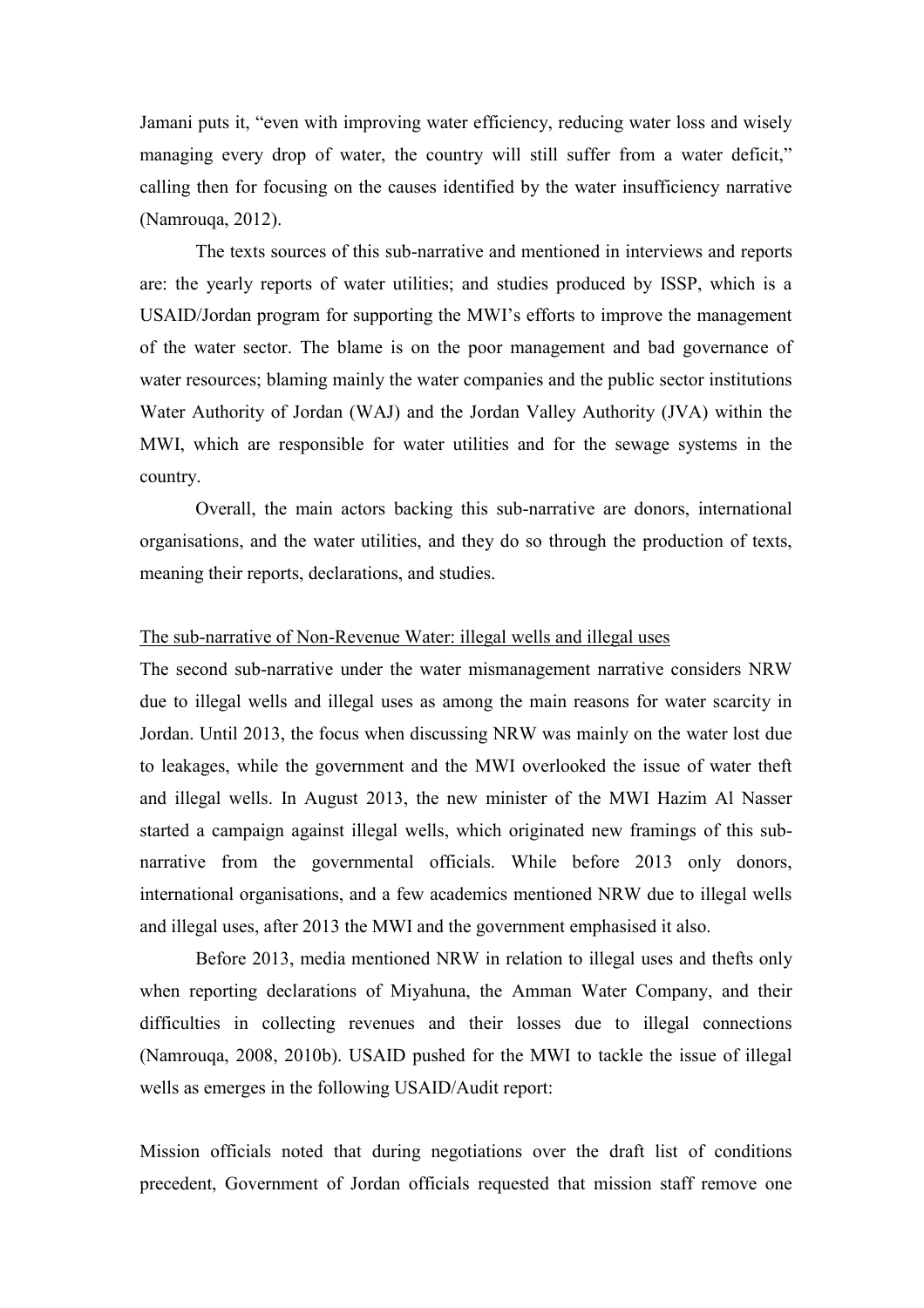Jamani puts it, "even with improving water efficiency, reducing water loss and wisely managing every drop of water, the country will still suffer from a water deficit," calling then for focusing on the causes identified by the water insufficiency narrative (Namrouqa, 2012).

The texts sources of this sub-narrative and mentioned in interviews and reports are: the yearly reports of water utilities; and studies produced by ISSP, which is a USAID/Jordan program for supporting the MWI's efforts to improve the management of the water sector. The blame is on the poor management and bad governance of water resources; blaming mainly the water companies and the public sector institutions Water Authority of Jordan (WAJ) and the Jordan Valley Authority (JVA) within the MWI, which are responsible for water utilities and for the sewage systems in the country.

Overall, the main actors backing this sub-narrative are donors, international organisations, and the water utilities, and they do so through the production of texts, meaning their reports, declarations, and studies.

<u>The sub-narrative of Non-Revenue Water: illegal wells and illegal uses</u>

The second sub-narrative under the water mismanagement narrative considers NRW due to illegal wells and illegal uses as among the main reasons for water scarcity in Jordan. Until 2013, the focus when discussing NRW was mainly on the water lost due to leakages, while the government and the MWI overlooked the issue of water theft and illegal wells. In August 2013, the new minister of the MWI Hazim Al Nasser started a campaign against illegal wells, which originated new framings of this sub-narrative from the governmental officials. While before 2013 only donors, international organisations, and a few academics mentioned NRW due to illegal wells and illegal uses, after 2013 the MWI and the government emphasised it also.

Before 2013, media mentioned NRW in relation to illegal uses and thefts only when reporting declarations of Miyahuna, the Amman Water Company, and their difficulties in collecting revenues and their losses due to illegal connections (Namrouqa, 2008, 2010b). USAID pushed for the MWI to tackle the issue of illegal wells as emerges in the following USAID/Audit report:

Mission officials noted that during negotiations over the draft list of conditions precedent, Government of Jordan officials requested that mission staff remove one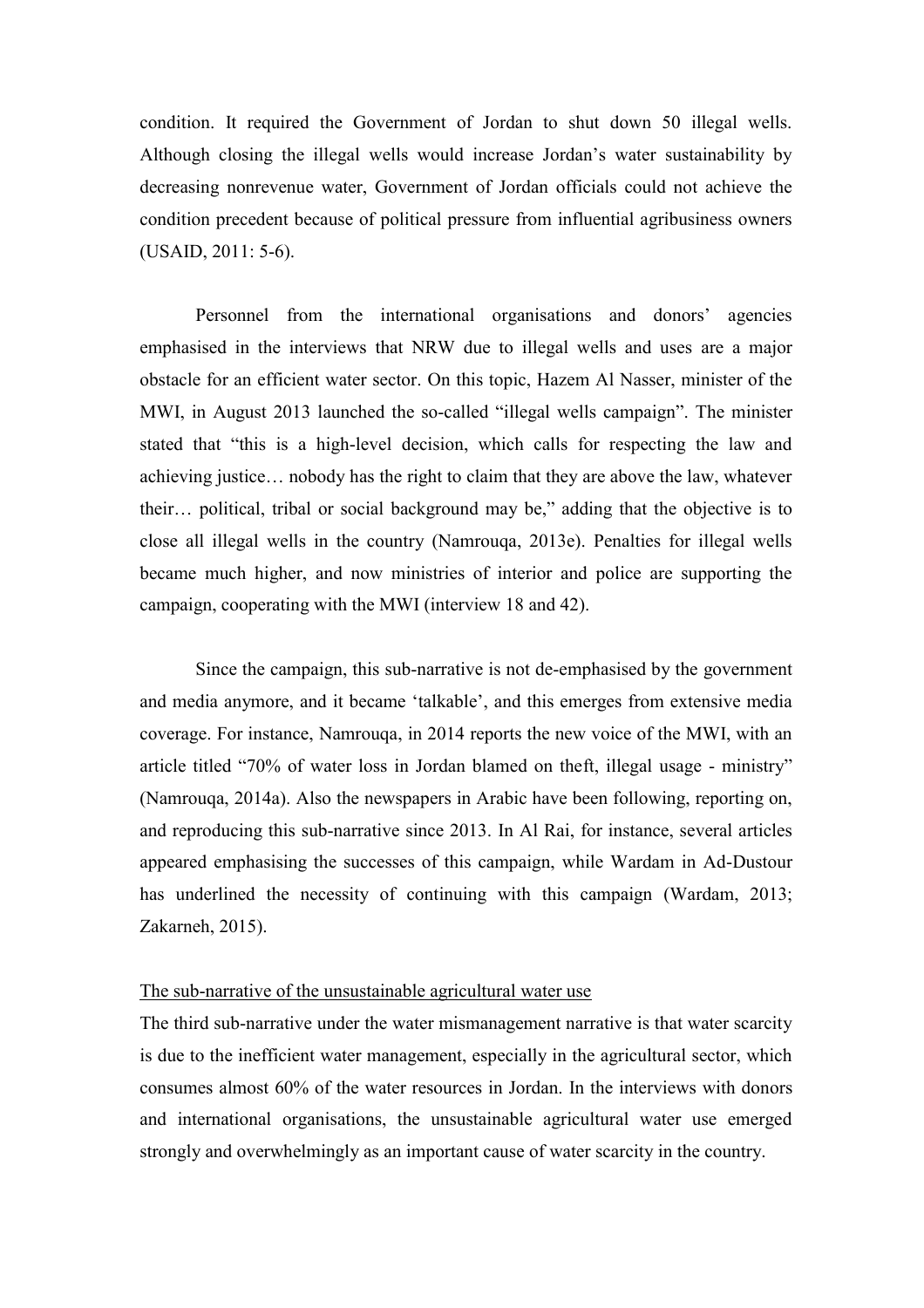condition. It required the Government of Jordan to shut down 50 illegal wells. Although closing the illegal wells would increase Jordan's water sustainability by decreasing nonrevenue water, Government of Jordan officials could not achieve the condition precedent because of political pressure from influential agribusiness owners (USAID, 2011: 5-6).

Personnel from the international organisations and donors' agencies emphasised in the interviews that NRW due to illegal wells and uses are a major obstacle for an efficient water sector. On this topic, Hazem Al Nasser, minister of the MWI, in August 2013 launched the so-called "illegal wells campaign". The minister stated that "this is a high-level decision, which calls for respecting the law and achieving justice… nobody has the right to claim that they are above the law, whatever their… political, tribal or social background may be," adding that the objective is to close all illegal wells in the country (Namrouqa, 2013e). Penalties for illegal wells became much higher, and now ministries of interior and police are supporting the campaign, cooperating with the MWI (interview 18 and 42).

Since the campaign, this sub-narrative is not de-emphasised by the government and media anymore, and it became 'talkable', and this emerges from extensive media coverage. For instance, Namrouqa, in 2014 reports the new voice of the MWI, with an article titled "70% of water loss in Jordan blamed on theft, illegal usage - ministry" (Namrouqa, 2014a). Also the newspapers in Arabic have been following, reporting on, and reproducing this sub-narrative since 2013. In Al Rai, for instance, several articles appeared emphasising the successes of this campaign, while Wardam in Ad-Dustour has underlined the necessity of continuing with this campaign (Wardam, 2013; Zakarneh, 2015).

<u>The sub-narrative of the unsustainable agricultural water use</u>

The third sub-narrative under the water mismanagement narrative is that water scarcity is due to the inefficient water management, especially in the agricultural sector, which consumes almost 60% of the water resources in Jordan. In the interviews with donors and international organisations, the unsustainable agricultural water use emerged strongly and overwhelmingly as an important cause of water scarcity in the country.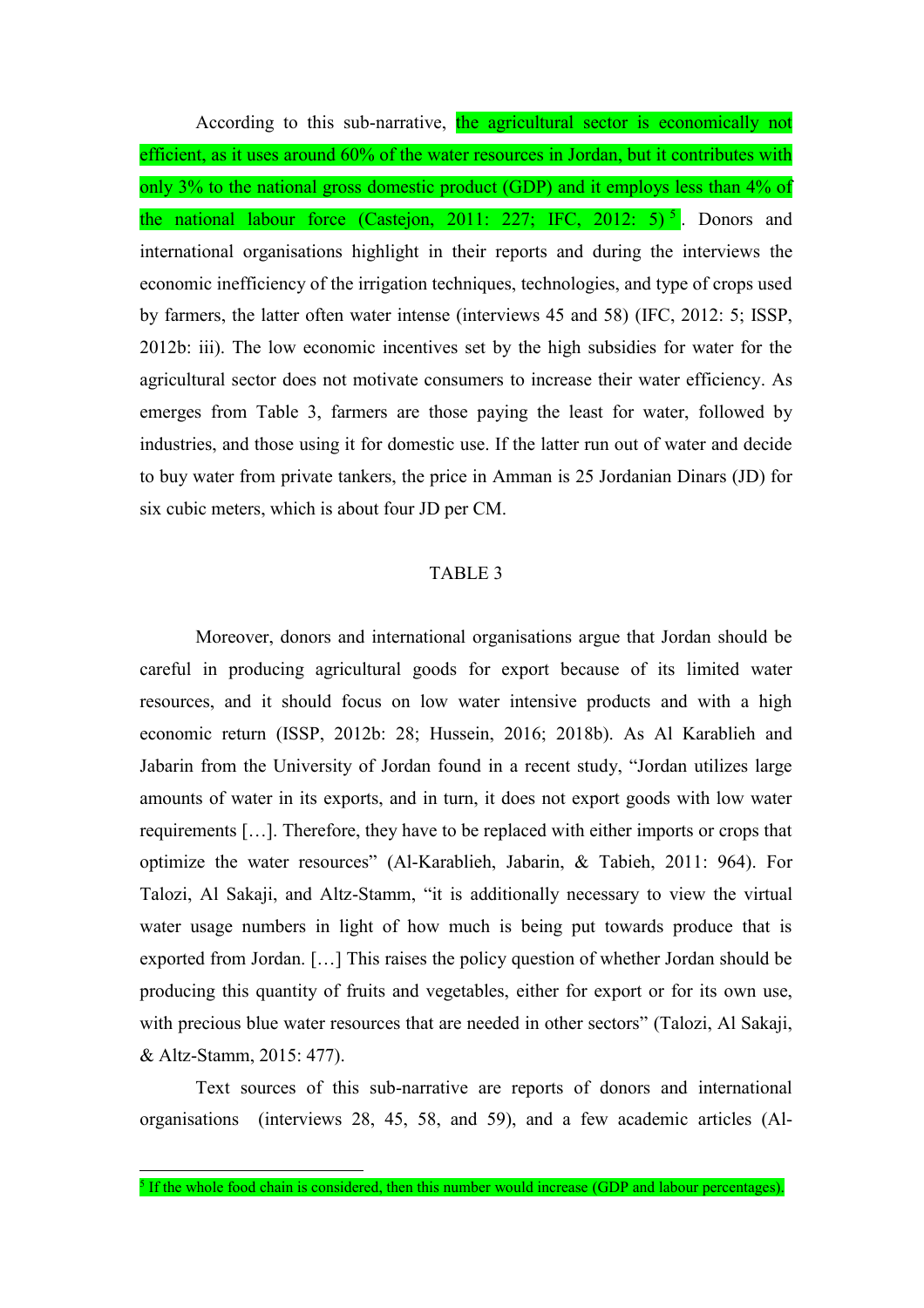According to this sub-narrative, the agricultural sector is economically not efficient, as it uses around 60% of the water resources in Jordan, but it contributes with only 3% to the national gross domestic product (GDP) and it employs less than 4% of the national labour force (Castejon, 2011: 227; IFC, 2012: 5)[5]. Donors and international organisations highlight in their reports and during the interviews the economic inefficiency of the irrigation techniques, technologies, and type of crops used by farmers, the latter often water intense (interviews 45 and 58) (IFC, 2012: 5; ISSP, 2012b: iii). The low economic incentives set by the high subsidies for water for the agricultural sector does not motivate consumers to increase their water efficiency. As emerges from Table 3, farmers are those paying the least for water, followed by industries, and those using it for domestic use. If the latter run out of water and decide to buy water from private tankers, the price in Amman is 25 Jordanian Dinars (JD) for six cubic meters, which is about four JD per CM.

TABLE 3

Moreover, donors and international organisations argue that Jordan should be careful in producing agricultural goods for export because of its limited water resources, and it should focus on low water intensive products and with a high economic return (ISSP, 2012b: 28; Hussein, 2016; 2018b). As Al Karablieh and Jabarin from the University of Jordan found in a recent study, "Jordan utilizes large amounts of water in its exports, and in turn, it does not export goods with low water requirements […]. Therefore, they have to be replaced with either imports or crops that optimize the water resources" (Al-Karablieh, Jabarin, & Tabieh, 2011: 964). For Talozi, Al Sakaji, and Altz-Stamm, "it is additionally necessary to view the virtual water usage numbers in light of how much is being put towards produce that is exported from Jordan. […] This raises the policy question of whether Jordan should be producing this quantity of fruits and vegetables, either for export or for its own use, with precious blue water resources that are needed in other sectors" (Talozi, Al Sakaji, & Altz-Stamm, 2015: 477).

Text sources of this sub-narrative are reports of donors and international organisations (interviews 28, 45, 58, and 59), and a few academic articles (Al-

[5] If the whole food chain is considered, then this number would increase (GDP and labour percentages).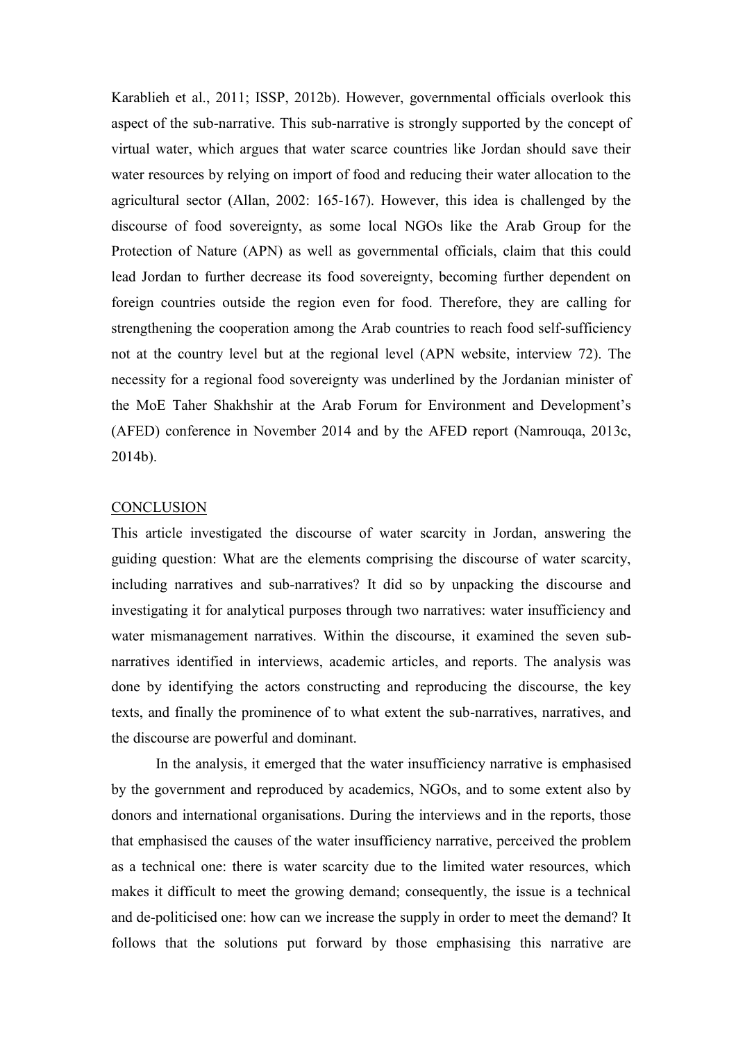Karablieh et al., 2011; ISSP, 2012b). However, governmental officials overlook this aspect of the sub-narrative. This sub-narrative is strongly supported by the concept of virtual water, which argues that water scarce countries like Jordan should save their water resources by relying on import of food and reducing their water allocation to the agricultural sector (Allan, 2002: 165-167). However, this idea is challenged by the discourse of food sovereignty, as some local NGOs like the Arab Group for the Protection of Nature (APN) as well as governmental officials, claim that this could lead Jordan to further decrease its food sovereignty, becoming further dependent on foreign countries outside the region even for food. Therefore, they are calling for strengthening the cooperation among the Arab countries to reach food self-sufficiency not at the country level but at the regional level (APN website, interview 72). The necessity for a regional food sovereignty was underlined by the Jordanian minister of the MoE Taher Shakhshir at the Arab Forum for Environment and Development's (AFED) conference in November 2014 and by the AFED report (Namrouqa, 2013c, 2014b).

## CONCLUSION

This article investigated the discourse of water scarcity in Jordan, answering the guiding question: What are the elements comprising the discourse of water scarcity, including narratives and sub-narratives? It did so by unpacking the discourse and investigating it for analytical purposes through two narratives: water insufficiency and water mismanagement narratives. Within the discourse, it examined the seven sub-narratives identified in interviews, academic articles, and reports. The analysis was done by identifying the actors constructing and reproducing the discourse, the key texts, and finally the prominence of to what extent the sub-narratives, narratives, and the discourse are powerful and dominant.

In the analysis, it emerged that the water insufficiency narrative is emphasised by the government and reproduced by academics, NGOs, and to some extent also by donors and international organisations. During the interviews and in the reports, those that emphasised the causes of the water insufficiency narrative, perceived the problem as a technical one: there is water scarcity due to the limited water resources, which makes it difficult to meet the growing demand; consequently, the issue is a technical and de-politicised one: how can we increase the supply in order to meet the demand? It follows that the solutions put forward by those emphasising this narrative are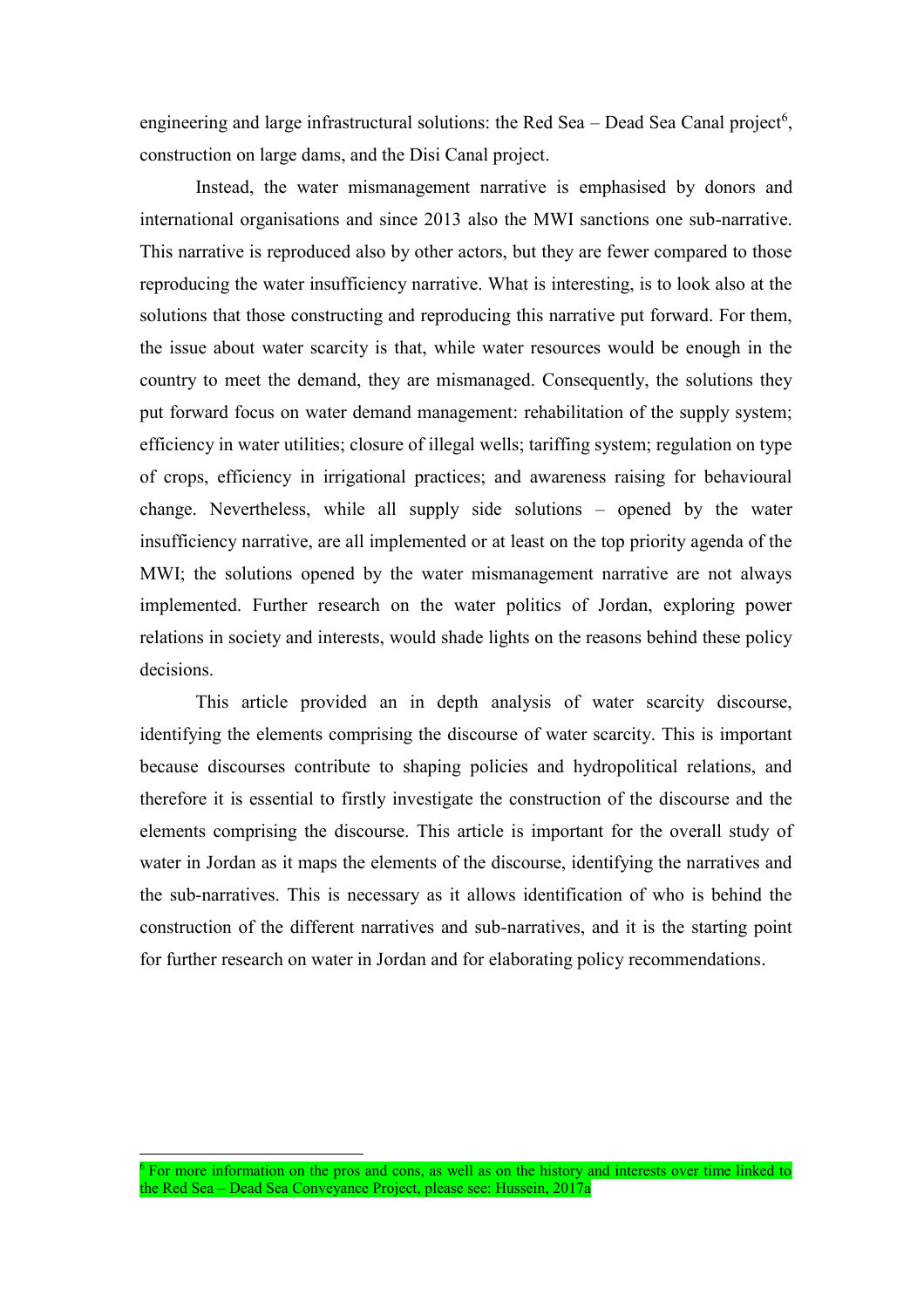engineering and large infrastructural solutions: the Red Sea – Dead Sea Canal project[6], construction on large dams, and the Disi Canal project.

Instead, the water mismanagement narrative is emphasised by donors and international organisations and since 2013 also the MWI sanctions one sub-narrative. This narrative is reproduced also by other actors, but they are fewer compared to those reproducing the water insufficiency narrative. What is interesting, is to look also at the solutions that those constructing and reproducing this narrative put forward. For them, the issue about water scarcity is that, while water resources would be enough in the country to meet the demand, they are mismanaged. Consequently, the solutions they put forward focus on water demand management: rehabilitation of the supply system; efficiency in water utilities; closure of illegal wells; tariffing system; regulation on type of crops, efficiency in irrigational practices; and awareness raising for behavioural change. Nevertheless, while all supply side solutions – opened by the water insufficiency narrative, are all implemented or at least on the top priority agenda of the MWI; the solutions opened by the water mismanagement narrative are not always implemented. Further research on the water politics of Jordan, exploring power relations in society and interests, would shade lights on the reasons behind these policy decisions.

This article provided an in depth analysis of water scarcity discourse, identifying the elements comprising the discourse of water scarcity. This is important because discourses contribute to shaping policies and hydropolitical relations, and therefore it is essential to firstly investigate the construction of the discourse and the elements comprising the discourse. This article is important for the overall study of water in Jordan as it maps the elements of the discourse, identifying the narratives and the sub-narratives. This is necessary as it allows identification of who is behind the construction of the different narratives and sub-narratives, and it is the starting point for further research on water in Jordan and for elaborating policy recommendations.

[6] For more information on the pros and cons, as well as on the history and interests over time linked to the Red Sea – Dead Sea Conveyance Project, please see: Hussein, 2017a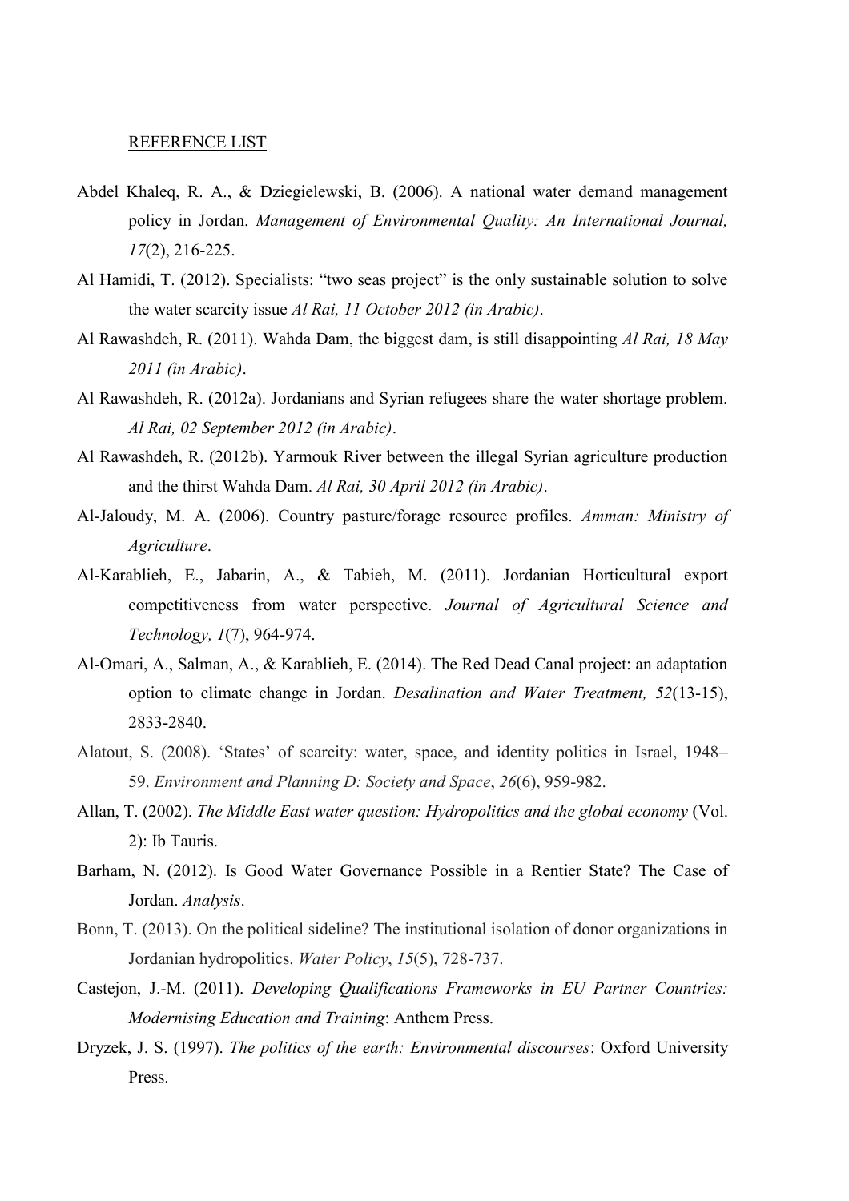REFERENCE LIST

Abdel Khaleq, R. A., & Dziegielewski, B. (2006). A national water demand management policy in Jordan. *Management of Environmental Quality: An International Journal, 17*(2), 216-225.

Al Hamidi, T. (2012). Specialists: "two seas project" is the only sustainable solution to solve the water scarcity issue *Al Rai, 11 October 2012 (in Arabic)*.

Al Rawashdeh, R. (2011). Wahda Dam, the biggest dam, is still disappointing *Al Rai, 18 May 2011 (in Arabic)*.

Al Rawashdeh, R. (2012a). Jordanians and Syrian refugees share the water shortage problem. *Al Rai, 02 September 2012 (in Arabic)*.

Al Rawashdeh, R. (2012b). Yarmouk River between the illegal Syrian agriculture production and the thirst Wahda Dam. *Al Rai, 30 April 2012 (in Arabic)*.

Al-Jaloudy, M. A. (2006). Country pasture/forage resource profiles. *Amman: Ministry of Agriculture*.

Al-Karablieh, E., Jabarin, A., & Tabieh, M. (2011). Jordanian Horticultural export competitiveness from water perspective. *Journal of Agricultural Science and Technology, 1*(7), 964-974.

Al-Omari, A., Salman, A., & Karablieh, E. (2014). The Red Dead Canal project: an adaptation option to climate change in Jordan. *Desalination and Water Treatment, 52*(13-15), 2833-2840.

Alatout, S. (2008). 'States' of scarcity: water, space, and identity politics in Israel, 1948–59. *Environment and Planning D: Society and Space*, *26*(6), 959-982.

Allan, T. (2002). *The Middle East water question: Hydropolitics and the global economy* (Vol. 2): Ib Tauris.

Barham, N. (2012). Is Good Water Governance Possible in a Rentier State? The Case of Jordan. *Analysis*.

Bonn, T. (2013). On the political sideline? The institutional isolation of donor organizations in Jordanian hydropolitics. *Water Policy*, *15*(5), 728-737.

Castejon, J.-M. (2011). *Developing Qualifications Frameworks in EU Partner Countries: Modernising Education and Training*: Anthem Press.

Dryzek, J. S. (1997). *The politics of the earth: Environmental discourses*: Oxford University Press.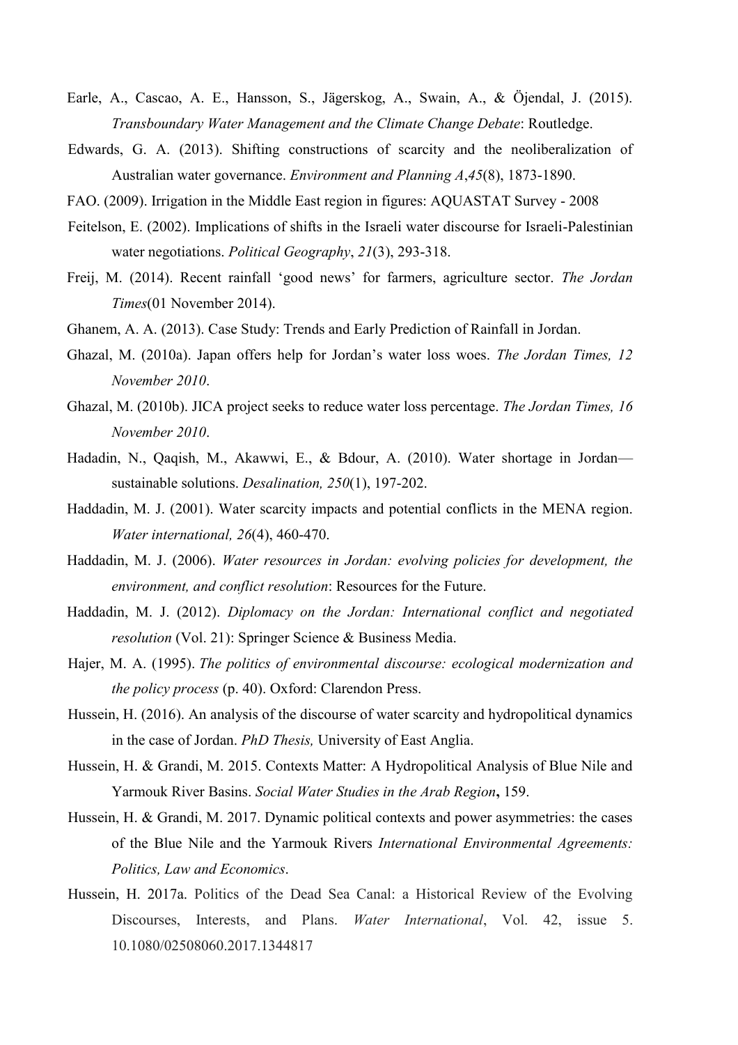Earle, A., Cascao, A. E., Hansson, S., Jägerskog, A., Swain, A., & Öjendal, J. (2015). *Transboundary Water Management and the Climate Change Debate*: Routledge.

Edwards, G. A. (2013). Shifting constructions of scarcity and the neoliberalization of Australian water governance. *Environment and Planning A*,*45*(8), 1873-1890.

FAO. (2009). Irrigation in the Middle East region in figures: AQUASTAT Survey - 2008

Feitelson, E. (2002). Implications of shifts in the Israeli water discourse for Israeli-Palestinian water negotiations. *Political Geography*, *21*(3), 293-318.

Freij, M. (2014). Recent rainfall 'good news' for farmers, agriculture sector. *The Jordan Times*(01 November 2014).

Ghanem, A. A. (2013). Case Study: Trends and Early Prediction of Rainfall in Jordan.

Ghazal, M. (2010a). Japan offers help for Jordan's water loss woes. *The Jordan Times, 12 November 2010*.

Ghazal, M. (2010b). JICA project seeks to reduce water loss percentage. *The Jordan Times, 16 November 2010*.

Hadadin, N., Qaqish, M., Akawwi, E., & Bdour, A. (2010). Water shortage in Jordan—sustainable solutions. *Desalination, 250*(1), 197-202.

Haddadin, M. J. (2001). Water scarcity impacts and potential conflicts in the MENA region. *Water international, 26*(4), 460-470.

Haddadin, M. J. (2006). *Water resources in Jordan: evolving policies for development, the environment, and conflict resolution*: Resources for the Future.

Haddadin, M. J. (2012). *Diplomacy on the Jordan: International conflict and negotiated resolution* (Vol. 21): Springer Science & Business Media.

Hajer, M. A. (1995). *The politics of environmental discourse: ecological modernization and the policy process* (p. 40). Oxford: Clarendon Press.

Hussein, H. (2016). An analysis of the discourse of water scarcity and hydropolitical dynamics in the case of Jordan. *PhD Thesis,* University of East Anglia.

Hussein, H. & Grandi, M. 2015. Contexts Matter: A Hydropolitical Analysis of Blue Nile and Yarmouk River Basins. *Social Water Studies in the Arab Region***,** 159.

Hussein, H. & Grandi, M. 2017. Dynamic political contexts and power asymmetries: the cases of the Blue Nile and the Yarmouk Rivers *International Environmental Agreements: Politics, Law and Economics*.

Hussein, H. 2017a. Politics of the Dead Sea Canal: a Historical Review of the Evolving Discourses, Interests, and Plans. *Water International*, Vol. 42, issue 5. 10.1080/02508060.2017.1344817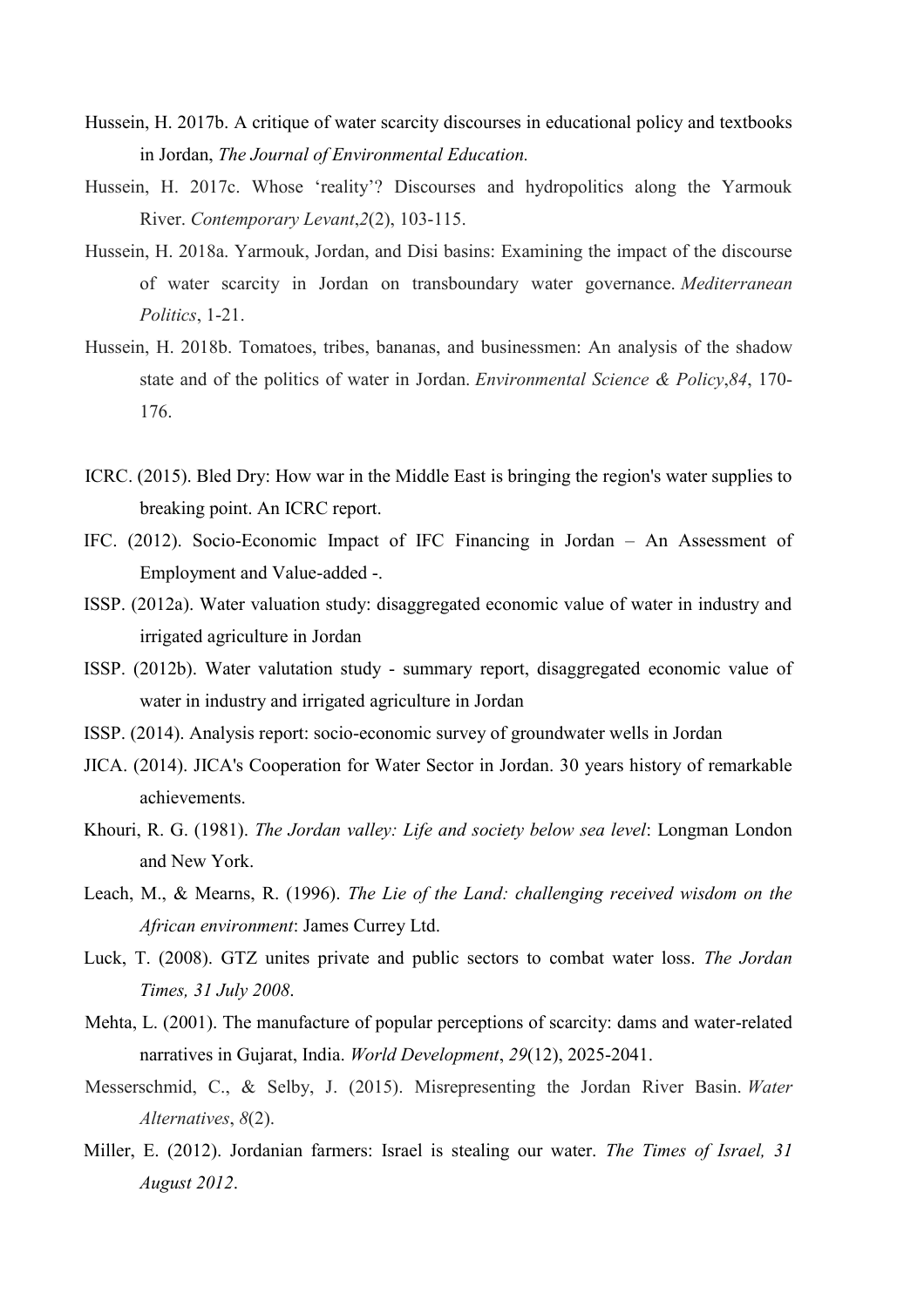Hussein, H. 2017b. A critique of water scarcity discourses in educational policy and textbooks in Jordan, *The Journal of Environmental Education.*

Hussein, H. 2017c. Whose 'reality'? Discourses and hydropolitics along the Yarmouk River. *Contemporary Levant*,*2*(2), 103-115.

Hussein, H. 2018a. Yarmouk, Jordan, and Disi basins: Examining the impact of the discourse of water scarcity in Jordan on transboundary water governance. *Mediterranean Politics*, 1-21.

Hussein, H. 2018b. Tomatoes, tribes, bananas, and businessmen: An analysis of the shadow state and of the politics of water in Jordan. *Environmental Science & Policy*,*84*, 170-176.

ICRC. (2015). Bled Dry: How war in the Middle East is bringing the region's water supplies to breaking point. An ICRC report.

IFC. (2012). Socio-Economic Impact of IFC Financing in Jordan – An Assessment of Employment and Value-added -.

ISSP. (2012a). Water valuation study: disaggregated economic value of water in industry and irrigated agriculture in Jordan

ISSP. (2012b). Water valutation study - summary report, disaggregated economic value of water in industry and irrigated agriculture in Jordan

ISSP. (2014). Analysis report: socio-economic survey of groundwater wells in Jordan

JICA. (2014). JICA's Cooperation for Water Sector in Jordan. 30 years history of remarkable achievements.

Khouri, R. G. (1981). *The Jordan valley: Life and society below sea level*: Longman London and New York.

Leach, M., & Mearns, R. (1996). *The Lie of the Land: challenging received wisdom on the African environment*: James Currey Ltd.

Luck, T. (2008). GTZ unites private and public sectors to combat water loss. *The Jordan Times, 31 July 2008*.

Mehta, L. (2001). The manufacture of popular perceptions of scarcity: dams and water-related narratives in Gujarat, India. *World Development*, *29*(12), 2025-2041.

Messerschmid, C., & Selby, J. (2015). Misrepresenting the Jordan River Basin. *Water Alternatives*, *8*(2).

Miller, E. (2012). Jordanian farmers: Israel is stealing our water. *The Times of Israel, 31 August 2012*.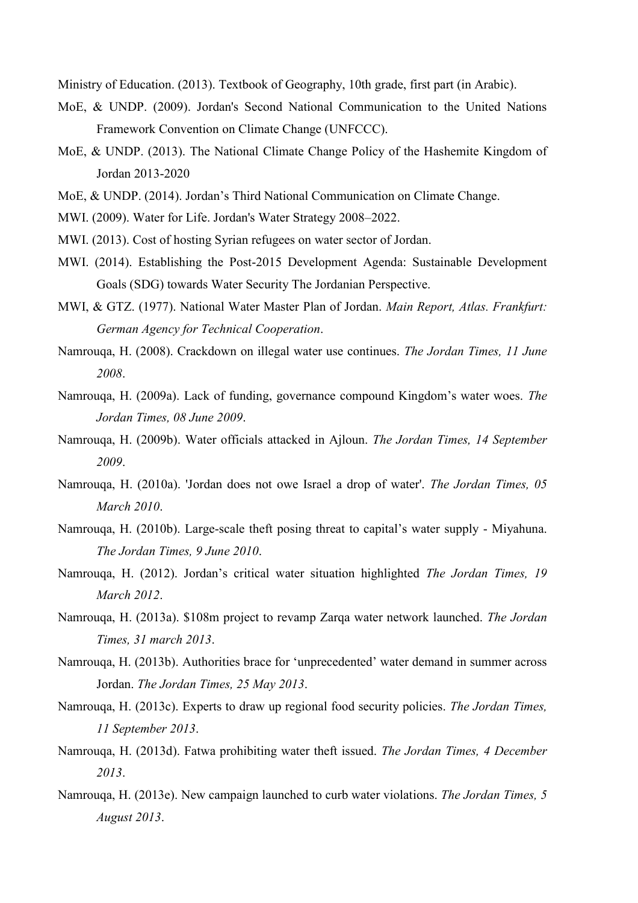Ministry of Education. (2013). Textbook of Geography, 10th grade, first part (in Arabic).

MoE, & UNDP. (2009). Jordan's Second National Communication to the United Nations Framework Convention on Climate Change (UNFCCC).

MoE, & UNDP. (2013). The National Climate Change Policy of the Hashemite Kingdom of Jordan 2013-2020

MoE, & UNDP. (2014). Jordan's Third National Communication on Climate Change.

MWI. (2009). Water for Life. Jordan's Water Strategy 2008–2022.

MWI. (2013). Cost of hosting Syrian refugees on water sector of Jordan.

MWI. (2014). Establishing the Post-2015 Development Agenda: Sustainable Development Goals (SDG) towards Water Security The Jordanian Perspective.

MWI, & GTZ. (1977). National Water Master Plan of Jordan. *Main Report, Atlas. Frankfurt: German Agency for Technical Cooperation*.

Namrouqa, H. (2008). Crackdown on illegal water use continues. *The Jordan Times, 11 June 2008*.

Namrouqa, H. (2009a). Lack of funding, governance compound Kingdom's water woes. *The Jordan Times, 08 June 2009*.

Namrouqa, H. (2009b). Water officials attacked in Ajloun. *The Jordan Times, 14 September 2009*.

Namrouqa, H. (2010a). 'Jordan does not owe Israel a drop of water'. *The Jordan Times, 05 March 2010*.

Namrouqa, H. (2010b). Large-scale theft posing threat to capital's water supply - Miyahuna. *The Jordan Times, 9 June 2010*.

Namrouqa, H. (2012). Jordan's critical water situation highlighted *The Jordan Times, 19 March 2012*.

Namrouqa, H. (2013a). $108m project to revamp Zarqa water network launched. *The Jordan Times, 31 march 2013*.

Namrouqa, H. (2013b). Authorities brace for 'unprecedented' water demand in summer across Jordan. *The Jordan Times, 25 May 2013*.

Namrouqa, H. (2013c). Experts to draw up regional food security policies. *The Jordan Times, 11 September 2013*.

Namrouqa, H. (2013d). Fatwa prohibiting water theft issued. *The Jordan Times, 4 December 2013*.

Namrouqa, H. (2013e). New campaign launched to curb water violations. *The Jordan Times, 5 August 2013*.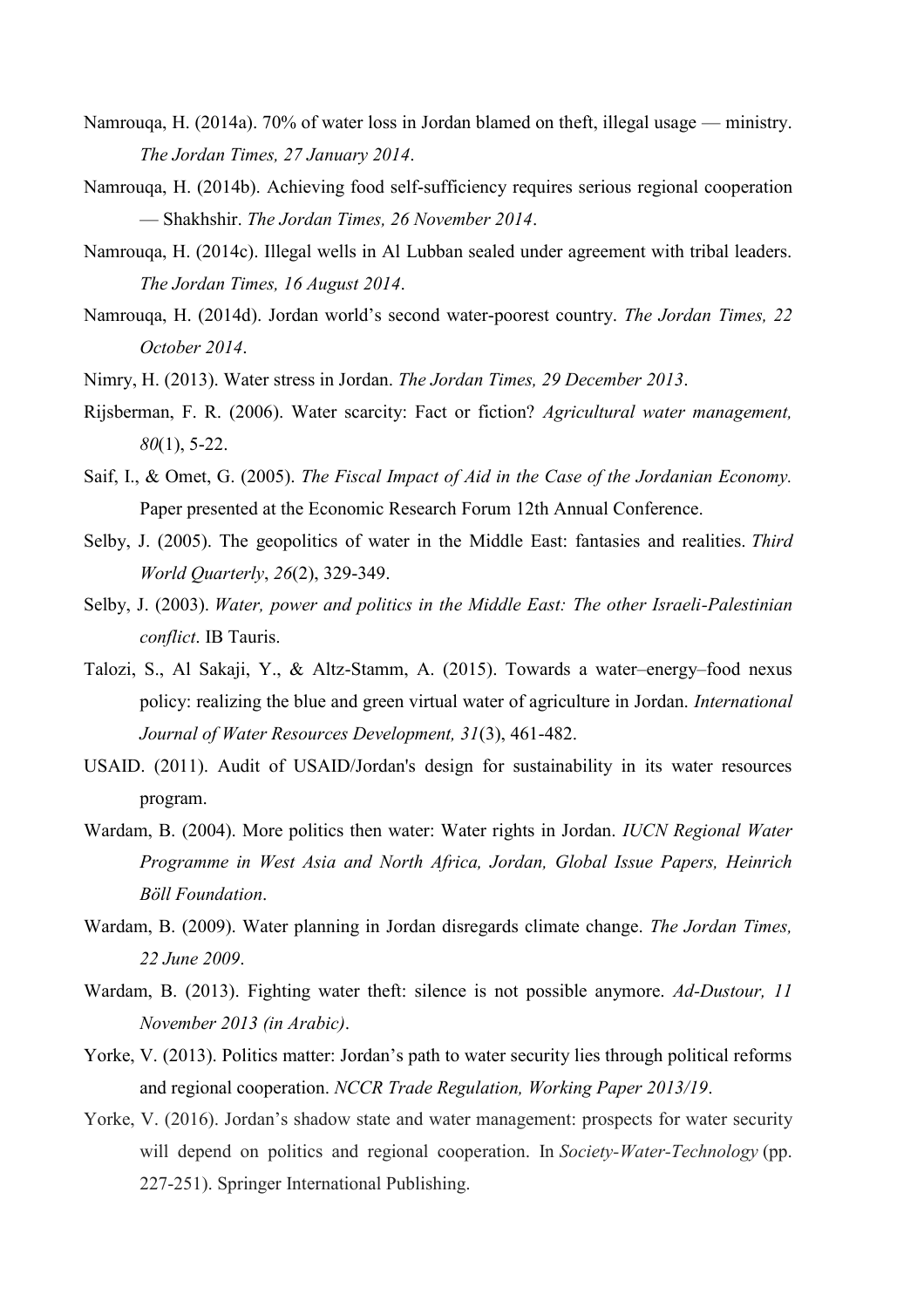Namrouqa, H. (2014a). 70% of water loss in Jordan blamed on theft, illegal usage — ministry. *The Jordan Times, 27 January 2014*.

Namrouqa, H. (2014b). Achieving food self-sufficiency requires serious regional cooperation — Shakhshir. *The Jordan Times, 26 November 2014*.

Namrouqa, H. (2014c). Illegal wells in Al Lubban sealed under agreement with tribal leaders. *The Jordan Times, 16 August 2014*.

Namrouqa, H. (2014d). Jordan world's second water-poorest country. *The Jordan Times, 22 October 2014*.

Nimry, H. (2013). Water stress in Jordan. *The Jordan Times, 29 December 2013*.

Rijsberman, F. R. (2006). Water scarcity: Fact or fiction? *Agricultural water management, 80*(1), 5-22.

Saif, I., & Omet, G. (2005). *The Fiscal Impact of Aid in the Case of the Jordanian Economy.* Paper presented at the Economic Research Forum 12th Annual Conference.

Selby, J. (2005). The geopolitics of water in the Middle East: fantasies and realities. *Third World Quarterly*, *26*(2), 329-349.

Selby, J. (2003). *Water, power and politics in the Middle East: The other Israeli-Palestinian conflict*. IB Tauris.

Talozi, S., Al Sakaji, Y., & Altz-Stamm, A. (2015). Towards a water–energy–food nexus policy: realizing the blue and green virtual water of agriculture in Jordan. *International Journal of Water Resources Development, 31*(3), 461-482.

USAID. (2011). Audit of USAID/Jordan's design for sustainability in its water resources program.

Wardam, B. (2004). More politics then water: Water rights in Jordan. *IUCN Regional Water Programme in West Asia and North Africa, Jordan, Global Issue Papers, Heinrich Böll Foundation*.

Wardam, B. (2009). Water planning in Jordan disregards climate change. *The Jordan Times, 22 June 2009*.

Wardam, B. (2013). Fighting water theft: silence is not possible anymore. *Ad-Dustour, 11 November 2013 (in Arabic)*.

Yorke, V. (2013). Politics matter: Jordan's path to water security lies through political reforms and regional cooperation. *NCCR Trade Regulation, Working Paper 2013/19*.

Yorke, V. (2016). Jordan's shadow state and water management: prospects for water security will depend on politics and regional cooperation. In *Society-Water-Technology* (pp. 227-251). Springer International Publishing.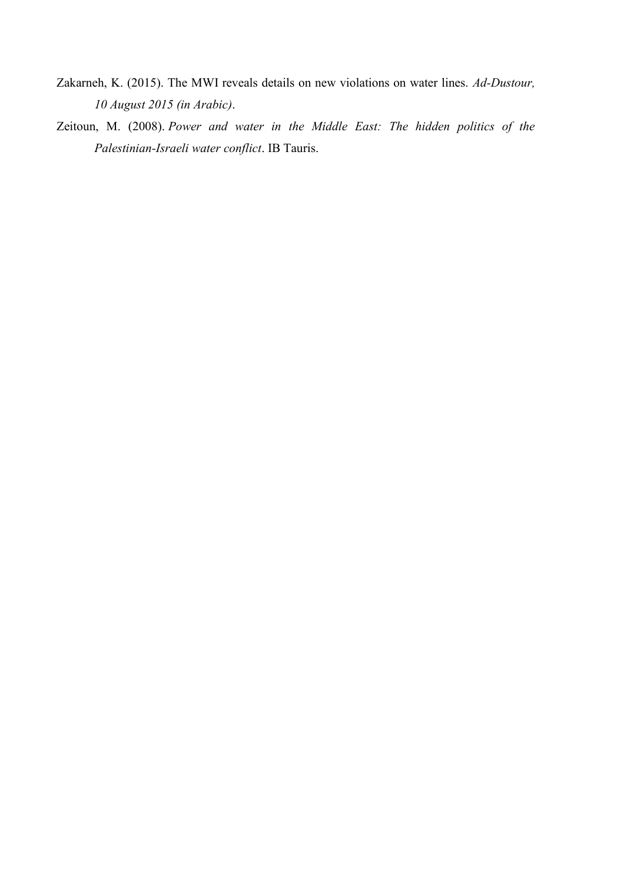Zakarneh, K. (2015). The MWI reveals details on new violations on water lines. *Ad-Dustour, 10 August 2015 (in Arabic)*.

Zeitoun, M. (2008). *Power and water in the Middle East: The hidden politics of the Palestinian-Israeli water conflict*. IB Tauris.